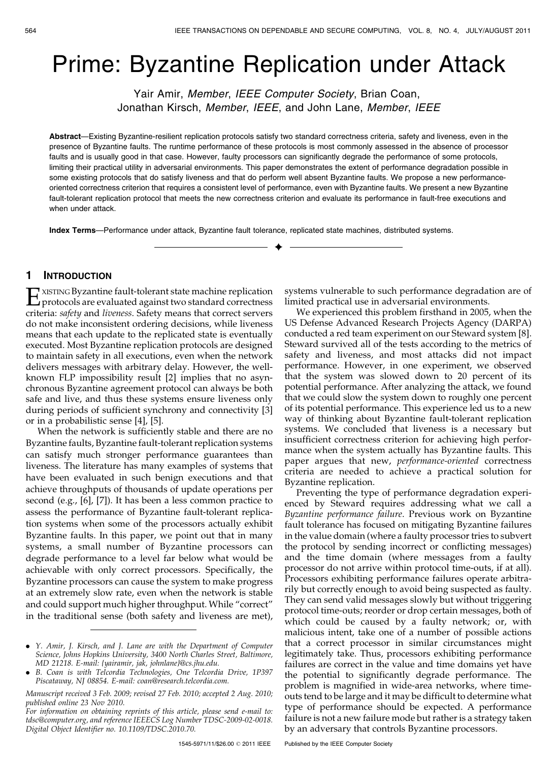# Prime: Byzantine Replication under Attack

Yair Amir, *Member, IEEE Computer Society*, Brian Coan, Jonathan Kirsch, *Member, IEEE*, and John Lane, *Member, IEEE*

**Abstract**—Existing Byzantine-resilient replication protocols satisfy two standard correctness criteria, safety and liveness, even in the presence of Byzantine faults. The runtime performance of these protocols is most commonly assessed in the absence of processor faults and is usually good in that case. However, faulty processors can significantly degrade the performance of some protocols, limiting their practical utility in adversarial environments. This paper demonstrates the extent of performance degradation possible in some existing protocols that do satisfy liveness and that do perform well absent Byzantine faults. We propose a new performance-oriented correctness criterion that requires a consistent level of performance, even with Byzantine faults. We present a new Byzantine fault-tolerant replication protocol that meets the new correctness criterion and evaluate its performance in fault-free executions and when under attack.

**Index Terms**—Performance under attack, Byzantine fault tolerance, replicated state machines, distributed systems.

## 1 Introduction

Existing Byzantine fault-tolerant state machine replication protocols are evaluated against two standard correctness criteria: *safety* and *liveness*. Safety means that correct servers do not make inconsistent ordering decisions, while liveness means that each update to the replicated state is eventually executed. Most Byzantine replication protocols are designed to maintain safety in all executions, even when the network delivers messages with arbitrary delay. However, the well-known FLP impossibility result [2] implies that no asynchronous Byzantine agreement protocol can always be both safe and live, and thus these systems ensure liveness only during periods of sufficient synchrony and connectivity [3] or in a probabilistic sense [4], [5].

When the network is sufficiently stable and there are no Byzantine faults, Byzantine fault-tolerant replication systems can satisfy much stronger performance guarantees than liveness. The literature has many examples of systems that have been evaluated in such benign executions and that achieve throughputs of thousands of update operations per second (e.g., [6], [7]). It has been a less common practice to assess the performance of Byzantine fault-tolerant replication systems when some of the processors actually exhibit Byzantine faults. In this paper, we point out that in many systems, a small number of Byzantine processors can degrade performance to a level far below what would be achievable with only correct processors. Specifically, the Byzantine processors can cause the system to make progress at an extremely slow rate, even when the network is stable and could support much higher throughput. While "correct" in the traditional sense (both safety and liveness are met), systems vulnerable to such performance degradation are of limited practical use in adversarial environments.

We experienced this problem firsthand in 2005, when the US Defense Advanced Research Projects Agency (DARPA) conducted a red team experiment on our Steward system [8]. Steward survived all of the tests according to the metrics of safety and liveness, and most attacks did not impact performance. However, in one experiment, we observed that the system was slowed down to 20 percent of its potential performance. After analyzing the attack, we found that we could slow the system down to roughly one percent of its potential performance. This experience led us to a new way of thinking about Byzantine fault-tolerant replication systems. We concluded that liveness is a necessary but insufficient correctness criterion for achieving high performance when the system actually has Byzantine faults. This paper argues that new, *performance-oriented* correctness criteria are needed to achieve a practical solution for Byzantine replication.

Preventing the type of performance degradation experienced by Steward requires addressing what we call a *Byzantine performance failure*. Previous work on Byzantine fault tolerance has focused on mitigating Byzantine failures in the value domain (where a faulty processor tries to subvert the protocol by sending incorrect or conflicting messages) and the time domain (where messages from a faulty processor do not arrive within protocol time-outs, if at all). Processors exhibiting performance failures operate arbitrarily but correctly enough to avoid being suspected as faulty. They can send valid messages slowly but without triggering protocol time-outs; reorder or drop certain messages, both of which could be caused by a faulty network; or, with malicious intent, take one of a number of possible actions that a correct processor in similar circumstances might legitimately take. Thus, processors exhibiting performance failures are correct in the value and time domains yet have the potential to significantly degrade performance. The problem is magnified in wide-area networks, where time-outs tend to be large and it may be difficult to determine what type of performance should be expected. A performance failure is not a new failure mode but rather is a strategy taken by an adversary that controls Byzantine processors.

---

- *Y. Amir, J. Kirsch, and J. Lane are with the Department of Computer Science, Johns Hopkins University, 3400 North Charles Street, Baltimore, MD 21218. E-mail: {yairamir, jak, johnlane}@cs.jhu.edu.*
- *B. Coan is with Telcordia Technologies, One Telcordia Drive, 1P397 Piscataway, NJ 08854. E-mail: coan@research.telcordia.com.*

*Manuscript received 3 Feb. 2009; revised 27 Feb. 2010; accepted 2 Aug. 2010; published online 23 Nov 2010.*
*For information on obtaining reprints of this article, please send e-mail to: tdsc@computer.org, and reference IEEECS Log Number TDSC-2009-02-0018. Digital Object Identifier no. 10.1109/TDSC.2010.70.*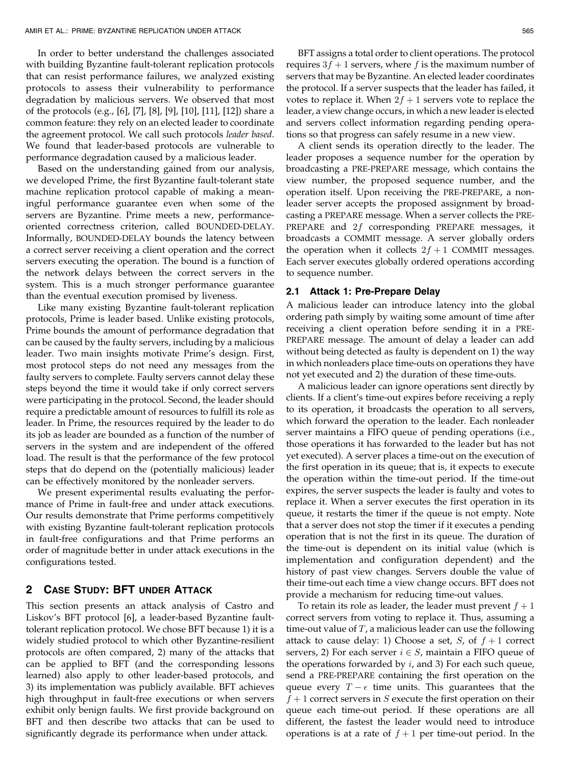In order to better understand the challenges associated with building Byzantine fault-tolerant replication protocols that can resist performance failures, we analyzed existing protocols to assess their vulnerability to performance degradation by malicious servers. We observed that most of the protocols (e.g., [6], [7], [8], [9], [10], [11], [12]) share a common feature: they rely on an elected leader to coordinate the agreement protocol. We call such protocols *leader based*. We found that leader-based protocols are vulnerable to performance degradation caused by a malicious leader.

Based on the understanding gained from our analysis, we developed Prime, the first Byzantine fault-tolerant state machine replication protocol capable of making a meaningful performance guarantee even when some of the servers are Byzantine. Prime meets a new, performance-oriented correctness criterion, called BOUNDED-DELAY. Informally, BOUNDED-DELAY bounds the latency between a correct server receiving a client operation and the correct servers executing the operation. The bound is a function of the network delays between the correct servers in the system. This is a much stronger performance guarantee than the eventual execution promised by liveness.

Like many existing Byzantine fault-tolerant replication protocols, Prime is leader based. Unlike existing protocols, Prime bounds the amount of performance degradation that can be caused by the faulty servers, including by a malicious leader. Two main insights motivate Prime's design. First, most protocol steps do not need any messages from the faulty servers to complete. Faulty servers cannot delay these steps beyond the time it would take if only correct servers were participating in the protocol. Second, the leader should require a predictable amount of resources to fulfill its role as leader. In Prime, the resources required by the leader to do its job as leader are bounded as a function of the number of servers in the system and are independent of the offered load. The result is that the performance of the few protocol steps that do depend on the (potentially malicious) leader can be effectively monitored by the nonleader servers.

We present experimental results evaluating the performance of Prime in fault-free and under attack executions. Our results demonstrate that Prime performs competitively with existing Byzantine fault-tolerant replication protocols in fault-free configurations and that Prime performs an order of magnitude better in under attack executions in the configurations tested.

## 2 Case Study: BFT under Attack

This section presents an attack analysis of Castro and Liskov's BFT protocol [6], a leader-based Byzantine fault-tolerant replication protocol. We chose BFT because 1) it is a widely studied protocol to which other Byzantine-resilient protocols are often compared, 2) many of the attacks that can be applied to BFT (and the corresponding lessons learned) also apply to other leader-based protocols, and 3) its implementation was publicly available. BFT achieves high throughput in fault-free executions or when servers exhibit only benign faults. We first provide background on BFT and then describe two attacks that can be used to significantly degrade its performance when under attack.

BFT assigns a total order to client operations. The protocol requires $3f + 1$ servers, where $f$ is the maximum number of servers that may be Byzantine. An elected leader coordinates the protocol. If a server suspects that the leader has failed, it votes to replace it. When $2f + 1$ servers vote to replace the leader, a view change occurs, in which a new leader is elected and servers collect information regarding pending operations so that progress can safely resume in a new view.

A client sends its operation directly to the leader. The leader proposes a sequence number for the operation by broadcasting a PRE-PREPARE message, which contains the view number, the proposed sequence number, and the operation itself. Upon receiving the PRE-PREPARE, a nonleader server accepts the proposed assignment by broadcasting a PREPARE message. When a server collects the PRE-PREPARE and $2f$ corresponding PREPARE messages, it broadcasts a COMMIT message. A server globally orders the operation when it collects $2f + 1$ COMMIT messages. Each server executes globally ordered operations according to sequence number.

### 2.1 Attack 1: Pre-Prepare Delay

A malicious leader can introduce latency into the global ordering path simply by waiting some amount of time after receiving a client operation before sending it in a PRE-PREPARE message. The amount of delay a leader can add without being detected as faulty is dependent on 1) the way in which nonleaders place time-outs on operations they have not yet executed and 2) the duration of these time-outs.

A malicious leader can ignore operations sent directly by clients. If a client's time-out expires before receiving a reply to its operation, it broadcasts the operation to all servers, which forward the operation to the leader. Each nonleader server maintains a FIFO queue of pending operations (i.e., those operations it has forwarded to the leader but has not yet executed). A server places a time-out on the execution of the first operation in its queue; that is, it expects to execute the operation within the time-out period. If the time-out expires, the server suspects the leader is faulty and votes to replace it. When a server executes the first operation in its queue, it restarts the timer if the queue is not empty. Note that a server does not stop the timer if it executes a pending operation that is not the first in its queue. The duration of the time-out is dependent on its initial value (which is implementation and configuration dependent) and the history of past view changes. Servers double the value of their time-out each time a view change occurs. BFT does not provide a mechanism for reducing time-out values.

To retain its role as leader, the leader must prevent $f + 1$ correct servers from voting to replace it. Thus, assuming a time-out value of $T$, a malicious leader can use the following attack to cause delay: 1) Choose a set, $S$, of $f + 1$ correct servers, 2) For each server $i \in S$, maintain a FIFO queue of the operations forwarded by $i$, and 3) For each such queue, send a PRE-PREPARE containing the first operation on the queue every $T - \epsilon$ time units. This guarantees that the $f + 1$ correct servers in $S$ execute the first operation on their queue each time-out period. If these operations are all different, the fastest the leader would need to introduce operations is at a rate of $f + 1$ per time-out period. In the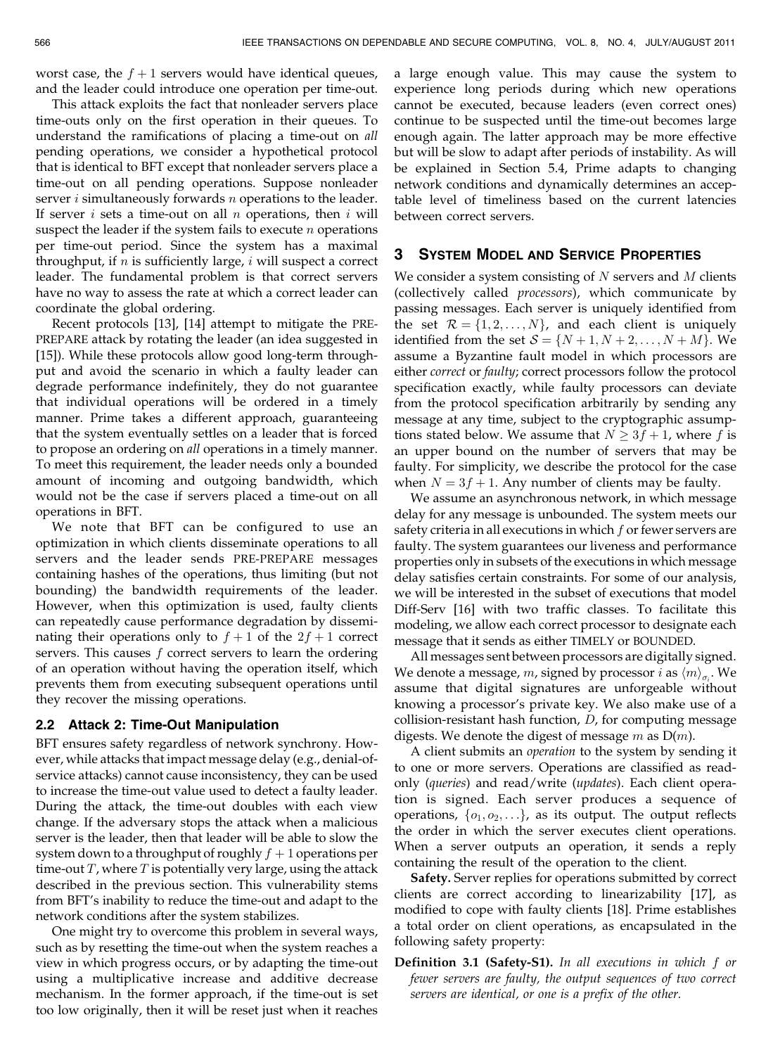worst case, the $f+1$ servers would have identical queues, and the leader could introduce one operation per time-out.

This attack exploits the fact that nonleader servers place time-outs only on the first operation in their queues. To understand the ramifications of placing a time-out on *all* pending operations, we consider a hypothetical protocol that is identical to BFT except that nonleader servers place a time-out on all pending operations. Suppose nonleader server $i$ simultaneously forwards $n$ operations to the leader. If server $i$ sets a time-out on all $n$ operations, then $i$ will suspect the leader if the system fails to execute $n$ operations per time-out period. Since the system has a maximal throughput, if $n$ is sufficiently large, $i$ will suspect a correct leader. The fundamental problem is that correct servers have no way to assess the rate at which a correct leader can coordinate the global ordering.

Recent protocols [13], [14] attempt to mitigate the PRE-PREPARE attack by rotating the leader (an idea suggested in [15]). While these protocols allow good long-term throughput and avoid the scenario in which a faulty leader can degrade performance indefinitely, they do not guarantee that individual operations will be ordered in a timely manner. Prime takes a different approach, guaranteeing that the system eventually settles on a leader that is forced to propose an ordering on *all* operations in a timely manner. To meet this requirement, the leader needs only a bounded amount of incoming and outgoing bandwidth, which would not be the case if servers placed a time-out on all operations in BFT.

We note that BFT can be configured to use an optimization in which clients disseminate operations to all servers and the leader sends PRE-PREPARE messages containing hashes of the operations, thus limiting (but not bounding) the bandwidth requirements of the leader. However, when this optimization is used, faulty clients can repeatedly cause performance degradation by disseminating their operations only to $f+1$ of the $2f+1$ correct servers. This causes $f$ correct servers to learn the ordering of an operation without having the operation itself, which prevents them from executing subsequent operations until they recover the missing operations.

### 2.2 Attack 2: Time-Out Manipulation

BFT ensures safety regardless of network synchrony. However, while attacks that impact message delay (e.g., denial-of-service attacks) cannot cause inconsistency, they can be used to increase the time-out value used to detect a faulty leader. During the attack, the time-out doubles with each view change. If the adversary stops the attack when a malicious server is the leader, then that leader will be able to slow the system down to a throughput of roughly $f+1$ operations per time-out $T$, where $T$ is potentially very large, using the attack described in the previous section. This vulnerability stems from BFT's inability to reduce the time-out and adapt to the network conditions after the system stabilizes.

One might try to overcome this problem in several ways, such as by resetting the time-out when the system reaches a view in which progress occurs, or by adapting the time-out using a multiplicative increase and additive decrease mechanism. In the former approach, if the time-out is set too low originally, then it will be reset just when it reaches a large enough value. This may cause the system to experience long periods during which new operations cannot be executed, because leaders (even correct ones) continue to be suspected until the time-out becomes large enough again. The latter approach may be more effective but will be slow to adapt after periods of instability. As will be explained in Section 5.4, Prime adapts to changing network conditions and dynamically determines an acceptable level of timeliness based on the current latencies between correct servers.

## 3 System Model and Service Properties

We consider a system consisting of $N$ servers and $M$ clients (collectively called *processors*), which communicate by passing messages. Each server is uniquely identified from the set $\mathcal{R} = \{1, 2, \ldots, N\}$, and each client is uniquely identified from the set $\mathcal{S} = \{N+1, N+2, \ldots, N+M\}$. We assume a Byzantine fault model in which processors are either *correct* or *faulty*; correct processors follow the protocol specification exactly, while faulty processors can deviate from the protocol specification arbitrarily by sending any message at any time, subject to the cryptographic assumptions stated below. We assume that $N \geq 3f+1$, where $f$ is an upper bound on the number of servers that may be faulty. For simplicity, we describe the protocol for the case when $N = 3f+1$. Any number of clients may be faulty.

We assume an asynchronous network, in which message delay for any message is unbounded. The system meets our safety criteria in all executions in which $f$ or fewer servers are faulty. The system guarantees our liveness and performance properties only in subsets of the executions in which message delay satisfies certain constraints. For some of our analysis, we will be interested in the subset of executions that model Diff-Serv [16] with two traffic classes. To facilitate this modeling, we allow each correct processor to designate each message that it sends as either TIMELY or BOUNDED.

All messages sent between processors are digitally signed. We denote a message, $m$, signed by processor $i$ as $\langle m \rangle_{\sigma_i}$. We assume that digital signatures are unforgeable without knowing a processor's private key. We also make use of a collision-resistant hash function, $D$, for computing message digests. We denote the digest of message $m$ as $D(m)$.

A client submits an *operation* to the system by sending it to one or more servers. Operations are classified as read-only (*queries*) and read/write (*updates*). Each client operation is signed. Each server produces a sequence of operations, $\{o_1, o_2, \ldots\}$, as its output. The output reflects the order in which the server executes client operations. When a server outputs an operation, it sends a reply containing the result of the operation to the client.

**Safety.** Server replies for operations submitted by correct clients are correct according to linearizability [17], as modified to cope with faulty clients [18]. Prime establishes a total order on client operations, as encapsulated in the following safety property:

**Definition 3.1 (Safety-S1).** *In all executions in which $f$ or fewer servers are faulty, the output sequences of two correct servers are identical, or one is a prefix of the other.*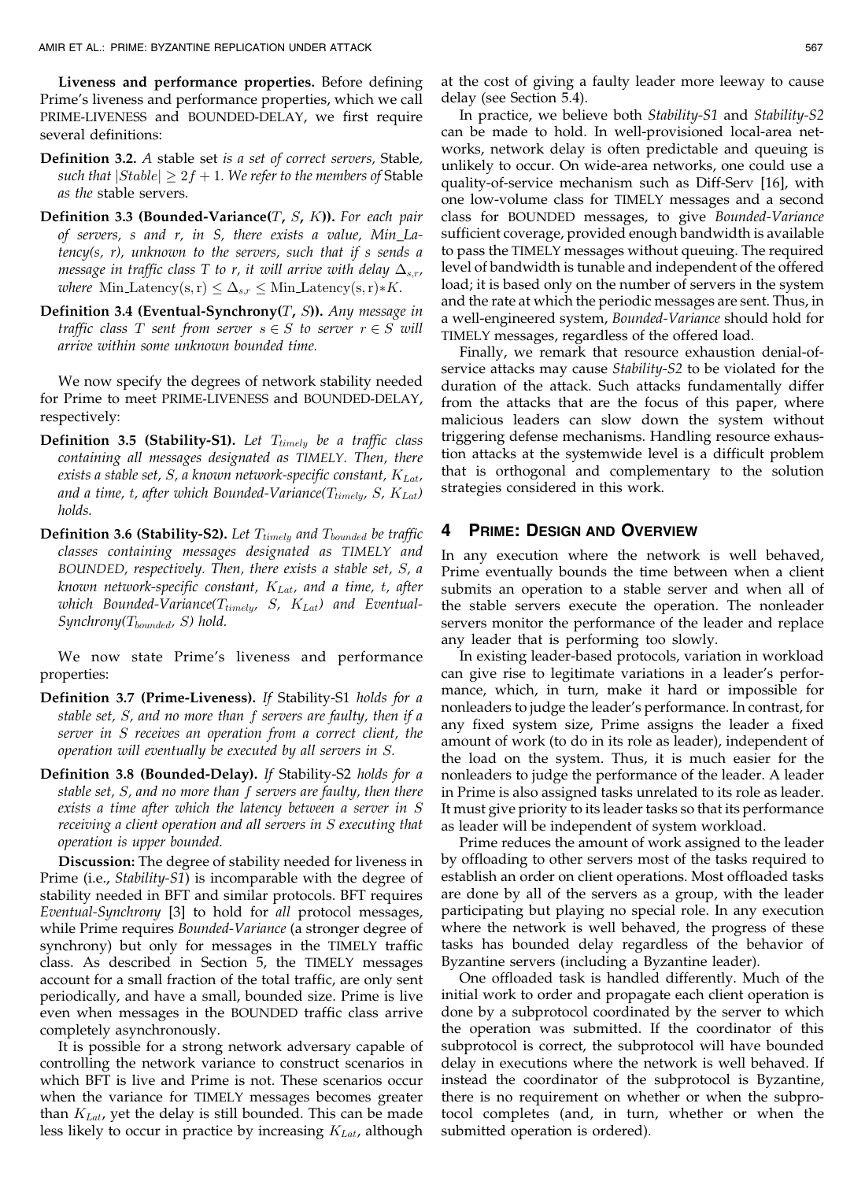**Liveness and performance properties.** Before defining Prime's liveness and performance properties, which we call PRIME-LIVENESS and BOUNDED-DELAY, we first require several definitions:

**Definition 3.2.** *A* stable set *is a set of correct servers,* Stable, *such that* $|Stable| \geq 2f + 1$. *We refer to the members of* Stable *as the* stable servers.

**Definition 3.3 (Bounded-Variance($T$, $S$, $K$)).** *For each pair of servers, s and r, in S, there exists a value, Min_Latency(s, r), unknown to the servers, such that if s sends a message in traffic class T to r, it will arrive with delay* $\Delta_{s,r}$, *where* $\text{Min\_Latency}(s, r) \leq \Delta_{s,r} \leq \text{Min\_Latency}(s, r) * K$.

**Definition 3.4 (Eventual-Synchrony($T$, $S$)).** *Any message in traffic class T sent from server* $s \in S$ *to server* $r \in S$ *will arrive within some unknown bounded time.*

We now specify the degrees of network stability needed for Prime to meet PRIME-LIVENESS and BOUNDED-DELAY, respectively:

**Definition 3.5 (Stability-S1).** *Let* $T_{timely}$ *be a traffic class containing all messages designated as* TIMELY. *Then, there exists a stable set, S, a known network-specific constant,* $K_{Lat}$, *and a time, t, after which Bounded-Variance(*$T_{timely}$, $S$, $K_{Lat}$*) holds.*

**Definition 3.6 (Stability-S2).** *Let* $T_{timely}$ *and* $T_{bounded}$ *be traffic classes containing messages designated as* TIMELY *and* BOUNDED, *respectively. Then, there exists a stable set, S, a known network-specific constant,* $K_{Lat}$, *and a time, t, after which Bounded-Variance(*$T_{timely}$, $S$, $K_{Lat}$*) and Eventual-Synchrony(*$T_{bounded}$, $S$*) hold.*

We now state Prime's liveness and performance properties:

**Definition 3.7 (Prime-Liveness).** *If* Stability-S1 *holds for a stable set, S, and no more than f servers are faulty, then if a server in S receives an operation from a correct client, the operation will eventually be executed by all servers in S.*

**Definition 3.8 (Bounded-Delay).** *If* Stability-S2 *holds for a stable set, S, and no more than f servers are faulty, then there exists a time after which the latency between a server in S receiving a client operation and all servers in S executing that operation is upper bounded.*

**Discussion:** The degree of stability needed for liveness in Prime (i.e., *Stability-S1*) is incomparable with the degree of stability needed in BFT and similar protocols. BFT requires *Eventual-Synchrony* [3] to hold for *all* protocol messages, while Prime requires *Bounded-Variance* (a stronger degree of synchrony) but only for messages in the TIMELY traffic class. As described in Section 5, the TIMELY messages account for a small fraction of the total traffic, are only sent periodically, and have a small, bounded size. Prime is live even when messages in the BOUNDED traffic class arrive completely asynchronously.

It is possible for a strong network adversary capable of controlling the network variance to construct scenarios in which BFT is live and Prime is not. These scenarios occur when the variance for TIMELY messages becomes greater than $K_{Lat}$, yet the delay is still bounded. This can be made less likely to occur in practice by increasing $K_{Lat}$, although at the cost of giving a faulty leader more leeway to cause delay (see Section 5.4).

In practice, we believe both *Stability-S1* and *Stability-S2* can be made to hold. In well-provisioned local-area networks, network delay is often predictable and queuing is unlikely to occur. On wide-area networks, one could use a quality-of-service mechanism such as Diff-Serv [16], with one low-volume class for TIMELY messages and a second class for BOUNDED messages, to give *Bounded-Variance* sufficient coverage, provided enough bandwidth is available to pass the TIMELY messages without queuing. The required level of bandwidth is tunable and independent of the offered load; it is based only on the number of servers in the system and the rate at which the periodic messages are sent. Thus, in a well-engineered system, *Bounded-Variance* should hold for TIMELY messages, regardless of the offered load.

Finally, we remark that resource exhaustion denial-of-service attacks may cause *Stability-S2* to be violated for the duration of the attack. Such attacks fundamentally differ from the attacks that are the focus of this paper, where malicious leaders can slow down the system without triggering defense mechanisms. Handling resource exhaustion attacks at the systemwide level is a difficult problem that is orthogonal and complementary to the solution strategies considered in this work.

## 4 Prime: Design and Overview

In any execution where the network is well behaved, Prime eventually bounds the time between when a client submits an operation to a stable server and when all of the stable servers execute the operation. The nonleader servers monitor the performance of the leader and replace any leader that is performing too slowly.

In existing leader-based protocols, variation in workload can give rise to legitimate variations in a leader's performance, which, in turn, make it hard or impossible for nonleaders to judge the leader's performance. In contrast, for any fixed system size, Prime assigns the leader a fixed amount of work (to do in its role as leader), independent of the load on the system. Thus, it is much easier for the nonleaders to judge the performance of the leader. A leader in Prime is also assigned tasks unrelated to its role as leader. It must give priority to its leader tasks so that its performance as leader will be independent of system workload.

Prime reduces the amount of work assigned to the leader by offloading to other servers most of the tasks required to establish an order on client operations. Most offloaded tasks are done by all of the servers as a group, with the leader participating but playing no special role. In any execution where the network is well behaved, the progress of these tasks has bounded delay regardless of the behavior of Byzantine servers (including a Byzantine leader).

One offloaded task is handled differently. Much of the initial work to order and propagate each client operation is done by a subprotocol coordinated by the server to which the operation was submitted. If the coordinator of this subprotocol is correct, the subprotocol will have bounded delay in executions where the network is well behaved. If instead the coordinator of the subprotocol is Byzantine, there is no requirement on whether or when the subprotocol completes (and, in turn, whether or when the submitted operation is ordered).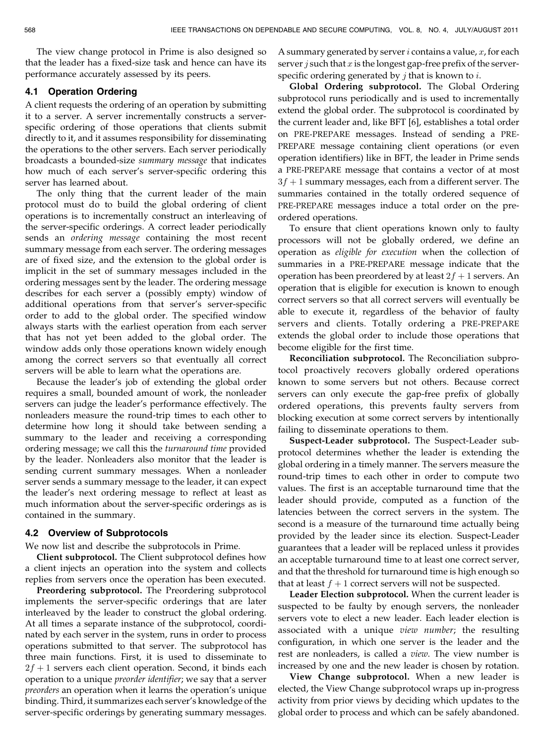The view change protocol in Prime is also designed so that the leader has a fixed-size task and hence can have its performance accurately assessed by its peers.

### 4.1 Operation Ordering

A client requests the ordering of an operation by submitting it to a server. A server incrementally constructs a server-specific ordering of those operations that clients submit directly to it, and it assumes responsibility for disseminating the operations to the other servers. Each server periodically broadcasts a bounded-size *summary message* that indicates how much of each server's server-specific ordering this server has learned about.

The only thing that the current leader of the main protocol must do to build the global ordering of client operations is to incrementally construct an interleaving of the server-specific orderings. A correct leader periodically sends an *ordering message* containing the most recent summary message from each server. The ordering messages are of fixed size, and the extension to the global order is implicit in the set of summary messages included in the ordering messages sent by the leader. The ordering message describes for each server a (possibly empty) window of additional operations from that server's server-specific order to add to the global order. The specified window always starts with the earliest operation from each server that has not yet been added to the global order. The window adds only those operations known widely enough among the correct servers so that eventually all correct servers will be able to learn what the operations are.

Because the leader's job of extending the global order requires a small, bounded amount of work, the nonleader servers can judge the leader's performance effectively. The nonleaders measure the round-trip times to each other to determine how long it should take between sending a summary to the leader and receiving a corresponding ordering message; we call this the *turnaround time* provided by the leader. Nonleaders also monitor that the leader is sending current summary messages. When a nonleader server sends a summary message to the leader, it can expect the leader's next ordering message to reflect at least as much information about the server-specific orderings as is contained in the summary.

### 4.2 Overview of Subprotocols

We now list and describe the subprotocols in Prime.

**Client subprotocol.** The Client subprotocol defines how a client injects an operation into the system and collects replies from servers once the operation has been executed.

**Preordering subprotocol.** The Preordering subprotocol implements the server-specific orderings that are later interleaved by the leader to construct the global ordering. At all times a separate instance of the subprotocol, coordinated by each server in the system, runs in order to process operations submitted to that server. The subprotocol has three main functions. First, it is used to disseminate to $2f + 1$ servers each client operation. Second, it binds each operation to a unique *preorder identifier*; we say that a server *preorders* an operation when it learns the operation's unique binding. Third, it summarizes each server's knowledge of the server-specific orderings by generating summary messages. A summary generated by server $i$ contains a value, $x$, for each server $j$ such that $x$ is the longest gap-free prefix of the server-specific ordering generated by $j$ that is known to $i$.

**Global Ordering subprotocol.** The Global Ordering subprotocol runs periodically and is used to incrementally extend the global order. The subprotocol is coordinated by the current leader and, like BFT [6], establishes a total order on PRE-PREPARE messages. Instead of sending a PRE-PREPARE message containing client operations (or even operation identifiers) like in BFT, the leader in Prime sends a PRE-PREPARE message that contains a vector of at most $3f + 1$ summary messages, each from a different server. The summaries contained in the totally ordered sequence of PRE-PREPARE messages induce a total order on the preordered operations.

To ensure that client operations known only to faulty processors will not be globally ordered, we define an operation as *eligible for execution* when the collection of summaries in a PRE-PREPARE message indicate that the operation has been preordered by at least $2f + 1$ servers. An operation that is eligible for execution is known to enough correct servers so that all correct servers will eventually be able to execute it, regardless of the behavior of faulty servers and clients. Totally ordering a PRE-PREPARE extends the global order to include those operations that become eligible for the first time.

**Reconciliation subprotocol.** The Reconciliation subprotocol proactively recovers globally ordered operations known to some servers but not others. Because correct servers can only execute the gap-free prefix of globally ordered operations, this prevents faulty servers from blocking execution at some correct servers by intentionally failing to disseminate operations to them.

**Suspect-Leader subprotocol.** The Suspect-Leader subprotocol determines whether the leader is extending the global ordering in a timely manner. The servers measure the round-trip times to each other in order to compute two values. The first is an acceptable turnaround time that the leader should provide, computed as a function of the latencies between the correct servers in the system. The second is a measure of the turnaround time actually being provided by the leader since its election. Suspect-Leader guarantees that a leader will be replaced unless it provides an acceptable turnaround time to at least one correct server, and that the threshold for turnaround time is high enough so that at least $f + 1$ correct servers will not be suspected.

**Leader Election subprotocol.** When the current leader is suspected to be faulty by enough servers, the nonleader servers vote to elect a new leader. Each leader election is associated with a unique *view number*; the resulting configuration, in which one server is the leader and the rest are nonleaders, is called a *view*. The view number is increased by one and the new leader is chosen by rotation.

**View Change subprotocol.** When a new leader is elected, the View Change subprotocol wraps up in-progress activity from prior views by deciding which updates to the global order to process and which can be safely abandoned.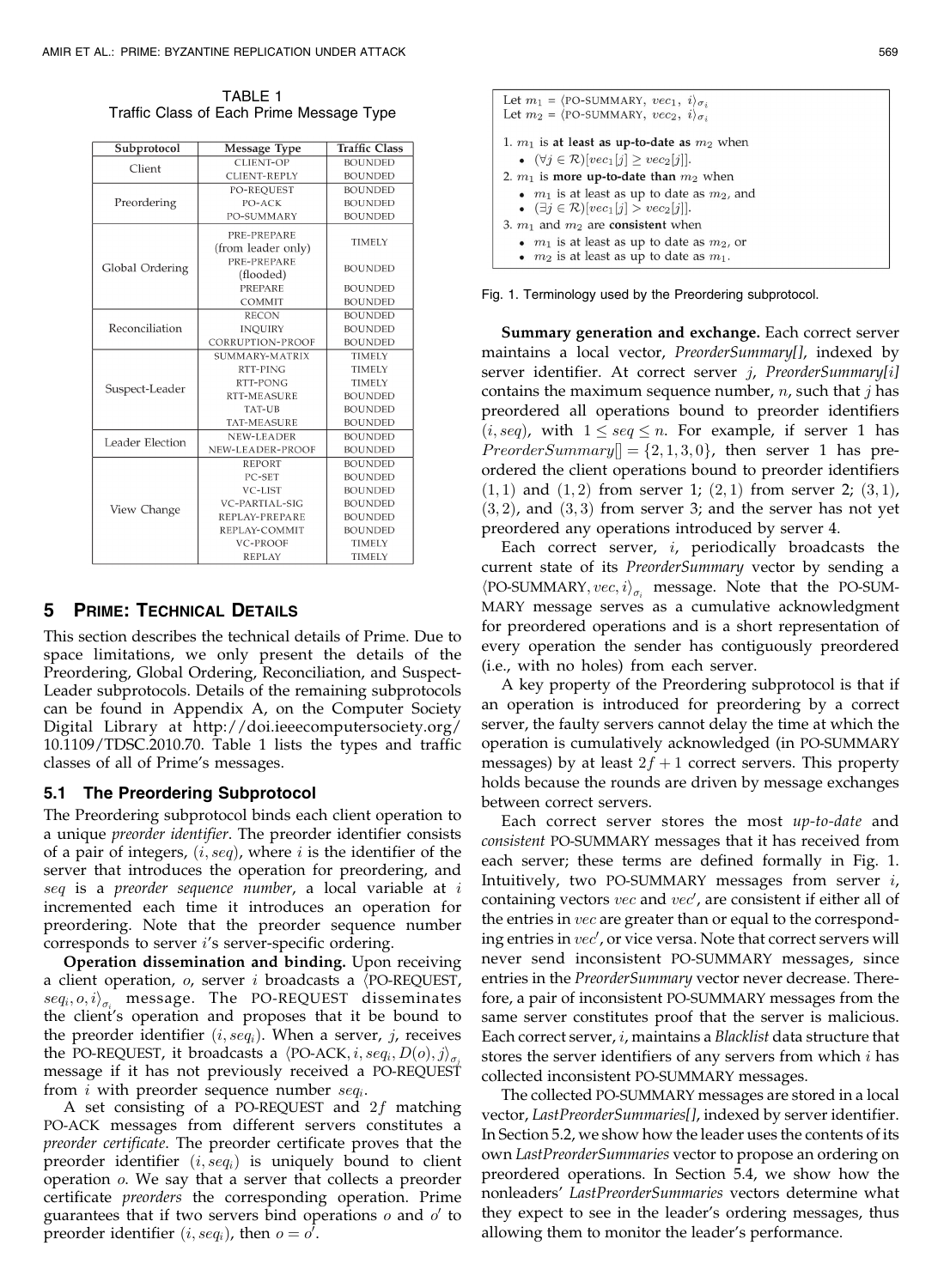TABLE 1
Traffic Class of Each Prime Message Type

| Subprotocol | Message Type | Traffic Class |
|---|---|---|
| Client | CLIENT-OP | BOUNDED |
| | CLIENT-REPLY | BOUNDED |
| Preordering | PO-REQUEST | BOUNDED |
| | PO-ACK | BOUNDED |
| | PO-SUMMARY | BOUNDED |
| Global Ordering | PRE-PREPARE (from leader only) | TIMELY |
| | PRE-PREPARE (flooded) | BOUNDED |
| | PREPARE | BOUNDED |
| | COMMIT | BOUNDED |
| Reconciliation | RECON | BOUNDED |
| | INQUIRY | BOUNDED |
| | CORRUPTION-PROOF | BOUNDED |
| Suspect-Leader | SUMMARY-MATRIX | TIMELY |
| | RTT-PING | TIMELY |
| | RTT-PONG | TIMELY |
| | RTT-MEASURE | BOUNDED |
| | TAT-UB | BOUNDED |
| | TAT-MEASURE | BOUNDED |
| Leader Election | NEW-LEADER | BOUNDED |
| | NEW-LEADER-PROOF | BOUNDED |
| View Change | REPORT | BOUNDED |
| | PC-SET | BOUNDED |
| | VC-LIST | BOUNDED |
| | VC-PARTIAL-SIG | BOUNDED |
| | REPLAY-PREPARE | BOUNDED |
| | REPLAY-COMMIT | BOUNDED |
| | VC-PROOF | TIMELY |
| | REPLAY | TIMELY |

## 5 Prime: Technical Details

This section describes the technical details of Prime. Due to space limitations, we only present the details of the Preordering, Global Ordering, Reconciliation, and Suspect-Leader subprotocols. Details of the remaining subprotocols can be found in Appendix A, on the Computer Society Digital Library at http://doi.ieeecomputersociety.org/10.1109/TDSC.2010.70. Table 1 lists the types and traffic classes of all of Prime's messages.

### 5.1 The Preordering Subprotocol

The Preordering subprotocol binds each client operation to a unique *preorder identifier*. The preorder identifier consists of a pair of integers, $(i, seq)$, where $i$ is the identifier of the server that introduces the operation for preordering, and $seq$ is a *preorder sequence number*, a local variable at $i$ incremented each time it introduces an operation for preordering. Note that the preorder sequence number corresponds to server $i$'s server-specific ordering.

**Operation dissemination and binding.** Upon receiving a client operation, $o$, server $i$ broadcasts a $\langle \text{PO-REQUEST}, seq_i, o, i\rangle_{\sigma_i}$ message. The PO-REQUEST disseminates the client's operation and proposes that it be bound to the preorder identifier $(i, seq_i)$. When a server, $j$, receives the PO-REQUEST, it broadcasts a $\langle \text{PO-ACK}, i, seq_i, D(o), j\rangle_{\sigma_j}$ message if it has not previously received a PO-REQUEST from $i$ with preorder sequence number $seq_i$.

A set consisting of a PO-REQUEST and $2f$ matching PO-ACK messages from different servers constitutes a *preorder certificate*. The preorder certificate proves that the preorder identifier $(i, seq_i)$ is uniquely bound to client operation $o$. We say that a server that collects a preorder certificate *preorders* the corresponding operation. Prime guarantees that if two servers bind operations $o$ and $o'$ to preorder identifier $(i, seq_i)$, then $o = o'$.

Let $m_1 = \langle \text{PO-SUMMARY}, vec_1, i\rangle_{\sigma_i}$
Let $m_2 = \langle \text{PO-SUMMARY}, vec_2, i\rangle_{\sigma_i}$

1. $m_1$ is **at least as up-to-date as** $m_2$ when
   - $(\forall j \in \mathcal{R})[vec_1[j] \geq vec_2[j]]$.
2. $m_1$ is **more up-to-date than** $m_2$ when
   - $m_1$ is at least as up to date as $m_2$, and
   - $(\exists j \in \mathcal{R})[vec_1[j] > vec_2[j]]$.
3. $m_1$ and $m_2$ are **consistent** when
   - $m_1$ is at least as up to date as $m_2$, or
   - $m_2$ is at least as up to date as $m_1$.

Fig. 1. Terminology used by the Preordering subprotocol.

**Summary generation and exchange.** Each correct server maintains a local vector, *PreorderSummary[]*, indexed by server identifier. At correct server $j$, *PreorderSummary[i]* contains the maximum sequence number, $n$, such that $j$ has preordered all operations bound to preorder identifiers $(i, seq)$, with $1 \leq seq \leq n$. For example, if server 1 has $PreorderSummary[] = \{2, 1, 3, 0\}$, then server 1 has preordered the client operations bound to preorder identifiers $(1, 1)$ and $(1, 2)$ from server 1; $(2, 1)$ from server 2; $(3, 1)$, $(3, 2)$, and $(3, 3)$ from server 3; and the server has not yet preordered any operations introduced by server 4.

Each correct server, $i$, periodically broadcasts the current state of its *PreorderSummary* vector by sending a $\langle \text{PO-SUMMARY}, vec, i\rangle_{\sigma_i}$ message. Note that the PO-SUMMARY message serves as a cumulative acknowledgment for preordered operations and is a short representation of every operation the sender has contiguously preordered (i.e., with no holes) from each server.

A key property of the Preordering subprotocol is that if an operation is introduced for preordering by a correct server, the faulty servers cannot delay the time at which the operation is cumulatively acknowledged (in PO-SUMMARY messages) by at least $2f + 1$ correct servers. This property holds because the rounds are driven by message exchanges between correct servers.

Each correct server stores the most *up-to-date* and *consistent* PO-SUMMARY messages that it has received from each server; these terms are defined formally in Fig. 1. Intuitively, two PO-SUMMARY messages from server $i$, containing vectors $vec$ and $vec'$, are consistent if either all of the entries in $vec$ are greater than or equal to the corresponding entries in $vec'$, or vice versa. Note that correct servers will never send inconsistent PO-SUMMARY messages, since entries in the *PreorderSummary* vector never decrease. Therefore, a pair of inconsistent PO-SUMMARY messages from the same server constitutes proof that the server is malicious. Each correct server, $i$, maintains a *Blacklist* data structure that stores the server identifiers of any servers from which $i$ has collected inconsistent PO-SUMMARY messages.

The collected PO-SUMMARY messages are stored in a local vector, *LastPreorderSummaries[]*, indexed by server identifier. In Section 5.2, we show how the leader uses the contents of its own *LastPreorderSummaries* vector to propose an ordering on preordered operations. In Section 5.4, we show how the nonleaders' *LastPreorderSummaries* vectors determine what they expect to see in the leader's ordering messages, thus allowing them to monitor the leader's performance.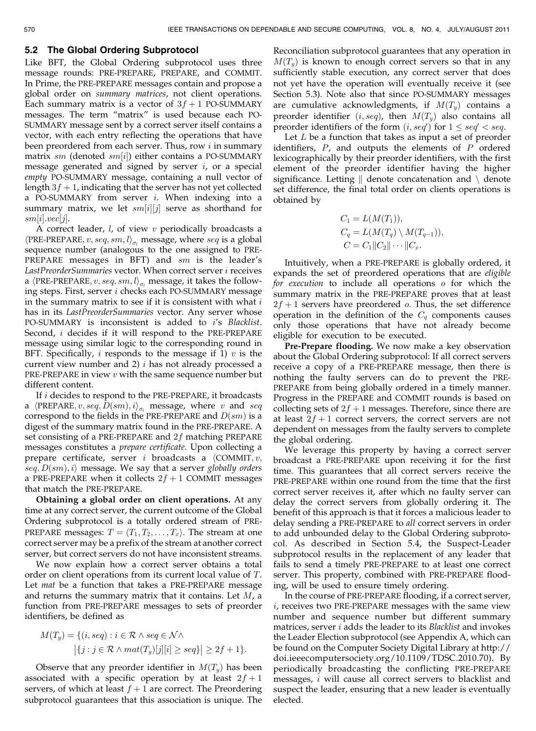### 5.2 The Global Ordering Subprotocol

Like BFT, the Global Ordering subprotocol uses three message rounds: PRE-PREPARE, PREPARE, and COMMIT. In Prime, the PRE-PREPARE messages contain and propose a global order on *summary matrices*, not client operations. Each summary matrix is a vector of $3f+1$ PO-SUMMARY messages. The term "matrix" is used because each PO-SUMMARY message sent by a correct server itself contains a vector, with each entry reflecting the operations that have been preordered from each server. Thus, row $i$ in summary matrix $sm$ (denoted $sm[i]$) either contains a PO-SUMMARY message generated and signed by server $i$, or a special *empty* PO-SUMMARY message, containing a null vector of length $3f+1$, indicating that the server has not yet collected a PO-SUMMARY from server $i$. When indexing into a summary matrix, we let $sm[i][j]$ serve as shorthand for $sm[i].vec[j]$.

A correct leader, $l$, of view $v$ periodically broadcasts a $\langle \text{PRE-PREPARE}, v, seq, sm, l \rangle_{\sigma_l}$ message, where $seq$ is a global sequence number (analogous to the one assigned to PRE-PREPARE messages in BFT) and $sm$ is the leader's *LastPreorderSummaries* vector. When correct server $i$ receives a $\langle \text{PRE-PREPARE}, v, seq, sm, l \rangle_{\sigma_l}$ message, it takes the following steps. First, server $i$ checks each PO-SUMMARY message in the summary matrix to see if it is consistent with what $i$ has in its *LastPreorderSummaries* vector. Any server whose PO-SUMMARY is inconsistent is added to $i$'s *Blacklist*. Second, $i$ decides if it will respond to the PRE-PREPARE message using similar logic to the corresponding round in BFT. Specifically, $i$ responds to the message if 1) $v$ is the current view number and 2) $i$ has not already processed a PRE-PREPARE in view $v$ with the same sequence number but different content.

If $i$ decides to respond to the PRE-PREPARE, it broadcasts a $\langle \text{PREPARE}, v, seq, D(sm), i \rangle_{\sigma_i}$ message, where $v$ and $seq$ correspond to the fields in the PRE-PREPARE and $D(sm)$ is a digest of the summary matrix found in the PRE-PREPARE. A set consisting of a PRE-PREPARE and $2f$ matching PREPARE messages constitutes a *prepare certificate*. Upon collecting a prepare certificate, server $i$ broadcasts a $\langle \text{COMMIT}, v, seq, D(sm), i \rangle$ message. We say that a server *globally orders* a PRE-PREPARE when it collects $2f+1$ COMMIT messages that match the PRE-PREPARE.

**Obtaining a global order on client operations.** At any time at any correct server, the current outcome of the Global Ordering subprotocol is a totally ordered stream of PRE-PREPARE messages: $T = \langle T_1, T_2, \ldots, T_x \rangle$. The stream at one correct server may be a prefix of the stream at another correct server, but correct servers do not have inconsistent streams.

We now explain how a correct server obtains a total order on client operations from its current local value of $T$. Let *mat* be a function that takes a PRE-PREPARE message and returns the summary matrix that it contains. Let $M$, a function from PRE-PREPARE messages to sets of preorder identifiers, be defined as

$$M(T_y) = \{(i, seq) : i \in \mathcal{R} \wedge seq \in \mathcal{N} \wedge \\ \left|\{j : j \in \mathcal{R} \wedge mat(T_y)[j][i] \geq seq\}\right| \geq 2f+1\}.$$

Observe that any preorder identifier in $M(T_y)$ has been associated with a specific operation by at least $2f+1$ servers, of which at least $f+1$ are correct. The Preordering subprotocol guarantees that this association is unique. The Reconciliation subprotocol guarantees that any operation in $M(T_y)$ is known to enough correct servers so that in any sufficiently stable execution, any correct server that does not yet have the operation will eventually receive it (see Section 5.3). Note also that since PO-SUMMARY messages are cumulative acknowledgments, if $M(T_y)$ contains a preorder identifier $(i, seq)$, then $M(T_y)$ also contains all preorder identifiers of the form $(i, seq')$ for $1 \leq seq' < seq$.

Let $L$ be a function that takes as input a set of preorder identifiers, $P$, and outputs the elements of $P$ ordered lexicographically by their preorder identifiers, with the first element of the preorder identifier having the higher significance. Letting $\|$ denote concatenation and $\setminus$ denote set difference, the final total order on clients operations is obtained by

$$C_1 = L(M(T_1)),$$
$$C_q = L(M(T_q) \setminus M(T_{q-1})),$$
$$C = C_1 \| C_2 \| \cdots \| C_x.$$

Intuitively, when a PRE-PREPARE is globally ordered, it expands the set of preordered operations that are *eligible for execution* to include all operations $o$ for which the summary matrix in the PRE-PREPARE proves that at least $2f+1$ servers have preordered $o$. Thus, the set difference operation in the definition of the $C_q$ components causes only those operations that have not already become eligible for execution to be executed.

**Pre-Prepare flooding.** We now make a key observation about the Global Ordering subprotocol: If all correct servers receive a copy of a PRE-PREPARE message, then there is nothing the faulty servers can do to prevent the PRE-PREPARE from being globally ordered in a timely manner. Progress in the PREPARE and COMMIT rounds is based on collecting sets of $2f+1$ messages. Therefore, since there are at least $2f+1$ correct servers, the correct servers are not dependent on messages from the faulty servers to complete the global ordering.

We leverage this property by having a correct server broadcast a PRE-PREPARE upon receiving it for the first time. This guarantees that all correct servers receive the PRE-PREPARE within one round from the time that the first correct server receives it, after which no faulty server can delay the correct servers from globally ordering it. The benefit of this approach is that it forces a malicious leader to delay sending a PRE-PREPARE to *all* correct servers in order to add unbounded delay to the Global Ordering subprotocol. As described in Section 5.4, the Suspect-Leader subprotocol results in the replacement of any leader that fails to send a timely PRE-PREPARE to at least one correct server. This property, combined with PRE-PREPARE flooding, will be used to ensure timely ordering.

In the course of PRE-PREPARE flooding, if a correct server, $i$, receives two PRE-PREPARE messages with the same view number and sequence number but different summary matrices, server $i$ adds the leader to its *Blacklist* and invokes the Leader Election subprotocol (see Appendix A, which can be found on the Computer Society Digital Library at http://doi.ieeecomputersociety.org/10.1109/TDSC.2010.70). By periodically broadcasting the conflicting PRE-PREPARE messages, $i$ will cause all correct servers to blacklist and suspect the leader, ensuring that a new leader is eventually elected.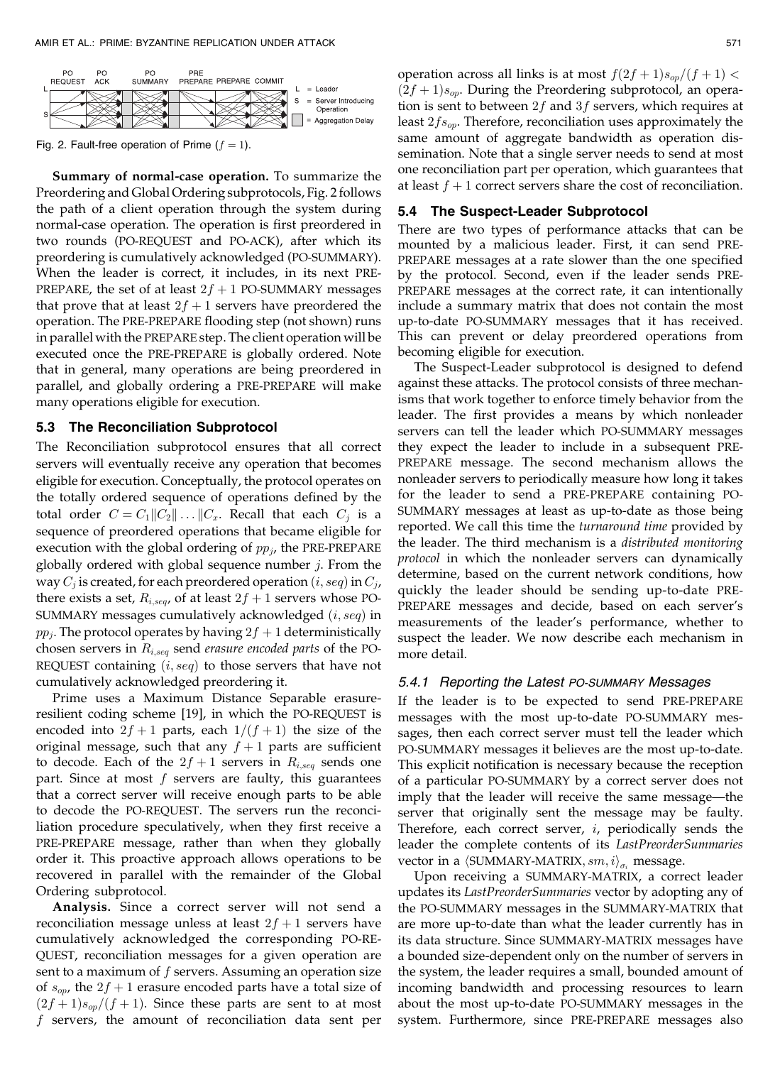Fig. 2. Fault-free operation of Prime ($f = 1$).

**Summary of normal-case operation.** To summarize the Preordering and Global Ordering subprotocols, Fig. 2 follows the path of a client operation through the system during normal-case operation. The operation is first preordered in two rounds (PO-REQUEST and PO-ACK), after which its preordering is cumulatively acknowledged (PO-SUMMARY). When the leader is correct, it includes, in its next PRE-PREPARE, the set of at least $2f + 1$ PO-SUMMARY messages that prove that at least $2f + 1$ servers have preordered the operation. The PRE-PREPARE flooding step (not shown) runs in parallel with the PREPARE step. The client operation will be executed once the PRE-PREPARE is globally ordered. Note that in general, many operations are being preordered in parallel, and globally ordering a PRE-PREPARE will make many operations eligible for execution.

### 5.3 The Reconciliation Subprotocol

The Reconciliation subprotocol ensures that all correct servers will eventually receive any operation that becomes eligible for execution. Conceptually, the protocol operates on the totally ordered sequence of operations defined by the total order $C = C_1 \| C_2 \| \ldots \| C_x$. Recall that each $C_j$ is a sequence of preordered operations that became eligible for execution with the global ordering of $pp_j$, the PRE-PREPARE globally ordered with global sequence number $j$. From the way $C_j$ is created, for each preordered operation $(i, seq)$ in $C_j$, there exists a set, $R_{i,seq}$, of at least $2f + 1$ servers whose PO-SUMMARY messages cumulatively acknowledged $(i, seq)$ in $pp_j$. The protocol operates by having $2f + 1$ deterministically chosen servers in $R_{i,seq}$ send *erasure encoded parts* of the PO-REQUEST containing $(i, seq)$ to those servers that have not cumulatively acknowledged preordering it.

Prime uses a Maximum Distance Separable erasure-resilient coding scheme [19], in which the PO-REQUEST is encoded into $2f + 1$ parts, each $1/(f + 1)$ the size of the original message, such that any $f + 1$ parts are sufficient to decode. Each of the $2f + 1$ servers in $R_{i,seq}$ sends one part. Since at most $f$ servers are faulty, this guarantees that a correct server will receive enough parts to be able to decode the PO-REQUEST. The servers run the reconciliation procedure speculatively, when they first receive a PRE-PREPARE message, rather than when they globally order it. This proactive approach allows operations to be recovered in parallel with the remainder of the Global Ordering subprotocol.

**Analysis.** Since a correct server will not send a reconciliation message unless at least $2f + 1$ servers have cumulatively acknowledged the corresponding PO-REQUEST, reconciliation messages for a given operation are sent to a maximum of $f$ servers. Assuming an operation size of $s_{op}$, the $2f + 1$ erasure encoded parts have a total size of $(2f + 1)s_{op}/(f + 1)$. Since these parts are sent to at most $f$ servers, the amount of reconciliation data sent per operation across all links is at most $f(2f + 1)s_{op}/(f + 1) < (2f + 1)s_{op}$. During the Preordering subprotocol, an operation is sent to between $2f$ and $3f$ servers, which requires at least $2fs_{op}$. Therefore, reconciliation uses approximately the same amount of aggregate bandwidth as operation dissemination. Note that a single server needs to send at most one reconciliation part per operation, which guarantees that at least $f + 1$ correct servers share the cost of reconciliation.

### 5.4 The Suspect-Leader Subprotocol

There are two types of performance attacks that can be mounted by a malicious leader. First, it can send PRE-PREPARE messages at a rate slower than the one specified by the protocol. Second, even if the leader sends PRE-PREPARE messages at the correct rate, it can intentionally include a summary matrix that does not contain the most up-to-date PO-SUMMARY messages that it has received. This can prevent or delay preordered operations from becoming eligible for execution.

The Suspect-Leader subprotocol is designed to defend against these attacks. The protocol consists of three mechanisms that work together to enforce timely behavior from the leader. The first provides a means by which nonleader servers can tell the leader which PO-SUMMARY messages they expect the leader to include in a subsequent PRE-PREPARE message. The second mechanism allows the nonleader servers to periodically measure how long it takes for the leader to send a PRE-PREPARE containing PO-SUMMARY messages at least as up-to-date as those being reported. We call this time the *turnaround time* provided by the leader. The third mechanism is a *distributed monitoring protocol* in which the nonleader servers can dynamically determine, based on the current network conditions, how quickly the leader should be sending up-to-date PRE-PREPARE messages and decide, based on each server's measurements of the leader's performance, whether to suspect the leader. We now describe each mechanism in more detail.

#### 5.4.1 Reporting the Latest PO-SUMMARY Messages

If the leader is to be expected to send PRE-PREPARE messages with the most up-to-date PO-SUMMARY messages, then each correct server must tell the leader which PO-SUMMARY messages it believes are the most up-to-date. This explicit notification is necessary because the reception of a particular PO-SUMMARY by a correct server does not imply that the leader will receive the same message—the server that originally sent the message may be faulty. Therefore, each correct server, $i$, periodically sends the leader the complete contents of its *LastPreorderSummaries* vector in a $\langle \text{SUMMARY-MATRIX}, sm, i \rangle_{\sigma_i}$ message.

Upon receiving a SUMMARY-MATRIX, a correct leader updates its *LastPreorderSummaries* vector by adopting any of the PO-SUMMARY messages in the SUMMARY-MATRIX that are more up-to-date than what the leader currently has in its data structure. Since SUMMARY-MATRIX messages have a bounded size-dependent only on the number of servers in the system, the leader requires a small, bounded amount of incoming bandwidth and processing resources to learn about the most up-to-date PO-SUMMARY messages in the system. Furthermore, since PRE-PREPARE messages also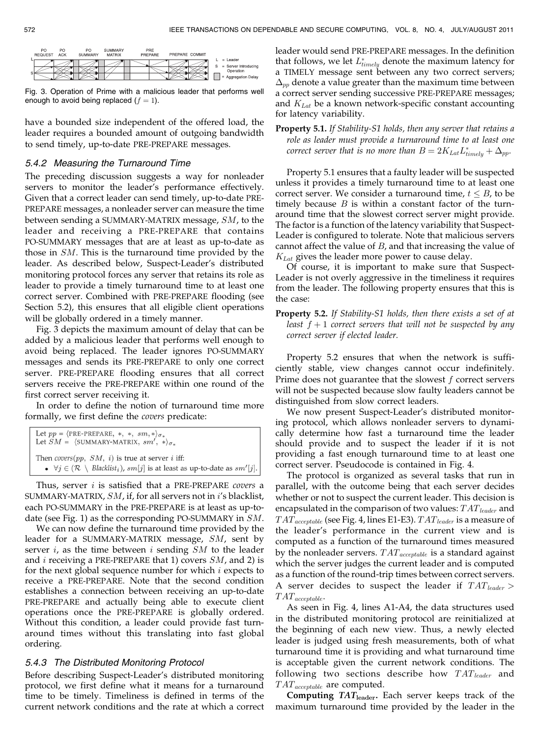Fig. 3. Operation of Prime with a malicious leader that performs well enough to avoid being replaced ($f = 1$).

have a bounded size independent of the offered load, the leader requires a bounded amount of outgoing bandwidth to send timely, up-to-date PRE-PREPARE messages.

### 5.4.2 Measuring the Turnaround Time

The preceding discussion suggests a way for nonleader servers to monitor the leader's performance effectively. Given that a correct leader can send timely, up-to-date PRE-PREPARE messages, a nonleader server can measure the time between sending a SUMMARY-MATRIX message, $SM$, to the leader and receiving a PRE-PREPARE that contains PO-SUMMARY messages that are at least as up-to-date as those in $SM$. This is the turnaround time provided by the leader. As described below, Suspect-Leader's distributed monitoring protocol forces any server that retains its role as leader to provide a timely turnaround time to at least one correct server. Combined with PRE-PREPARE flooding (see Section 5.2), this ensures that all eligible client operations will be globally ordered in a timely manner.

Fig. 3 depicts the maximum amount of delay that can be added by a malicious leader that performs well enough to avoid being replaced. The leader ignores PO-SUMMARY messages and sends its PRE-PREPARE to only one correct server. PRE-PREPARE flooding ensures that all correct servers receive the PRE-PREPARE within one round of the first correct server receiving it.

In order to define the notion of turnaround time more formally, we first define the *covers* predicate:

Let $pp = \langle \text{PRE-PREPARE}, *, *, sm, * \rangle_{\sigma_*}$
Let $SM = \langle \text{SUMMARY-MATRIX}, sm', * \rangle_{\sigma_*}$

Then *covers*($pp$, $SM$, $i$) is true at server $i$ iff:

- $\forall j \in (\mathcal{R} \setminus \mathit{Blacklist}_i)$, $sm[j]$ is at least as up-to-date as $sm'[j]$.

Thus, server $i$ is satisfied that a PRE-PREPARE *covers* a SUMMARY-MATRIX, $SM$, if, for all servers not in $i$'s blacklist, each PO-SUMMARY in the PRE-PREPARE is at least as up-to-date (see Fig. 1) as the corresponding PO-SUMMARY in $SM$.

We can now define the turnaround time provided by the leader for a SUMMARY-MATRIX message, $SM$, sent by server $i$, as the time between $i$ sending $SM$ to the leader and $i$ receiving a PRE-PREPARE that 1) covers $SM$, and 2) is for the next global sequence number for which $i$ expects to receive a PRE-PREPARE. Note that the second condition establishes a connection between receiving an up-to-date PRE-PREPARE and actually being able to execute client operations once the PRE-PREPARE is globally ordered. Without this condition, a leader could provide fast turnaround times without this translating into fast global ordering.

### 5.4.3 The Distributed Monitoring Protocol

Before describing Suspect-Leader's distributed monitoring protocol, we first define what it means for a turnaround time to be timely. Timeliness is defined in terms of the current network conditions and the rate at which a correct leader would send PRE-PREPARE messages. In the definition that follows, we let $L^*_{timely}$ denote the maximum latency for a TIMELY message sent between any two correct servers; $\Delta_{pp}$ denote a value greater than the maximum time between a correct server sending successive PRE-PREPARE messages; and $K_{Lat}$ be a known network-specific constant accounting for latency variability.

**Property 5.1.** *If Stability-S1 holds, then any server that retains a role as leader must provide a turnaround time to at least one correct server that is no more than* $B = 2K_{Lat}L^*_{timely} + \Delta_{pp}$.

Property 5.1 ensures that a faulty leader will be suspected unless it provides a timely turnaround time to at least one correct server. We consider a turnaround time, $t \leq B$, to be timely because $B$ is within a constant factor of the turnaround time that the slowest correct server might provide. The factor is a function of the latency variability that Suspect-Leader is configured to tolerate. Note that malicious servers cannot affect the value of $B$, and that increasing the value of $K_{Lat}$ gives the leader more power to cause delay.

Of course, it is important to make sure that Suspect-Leader is not overly aggressive in the timeliness it requires from the leader. The following property ensures that this is the case:

**Property 5.2.** *If Stability-S1 holds, then there exists a set of at least* $f + 1$ *correct servers that will not be suspected by any correct server if elected leader.*

Property 5.2 ensures that when the network is sufficiently stable, view changes cannot occur indefinitely. Prime does not guarantee that the slowest $f$ correct servers will not be suspected because slow faulty leaders cannot be distinguished from slow correct leaders.

We now present Suspect-Leader's distributed monitoring protocol, which allows nonleader servers to dynamically determine how fast a turnaround time the leader should provide and to suspect the leader if it is not providing a fast enough turnaround time to at least one correct server. Pseudocode is contained in Fig. 4.

The protocol is organized as several tasks that run in parallel, with the outcome being that each server decides whether or not to suspect the current leader. This decision is encapsulated in the comparison of two values: $TAT_{leader}$ and $TAT_{acceptable}$ (see Fig. 4, lines E1-E3). $TAT_{leader}$ is a measure of the leader's performance in the current view and is computed as a function of the turnaround times measured by the nonleader servers. $TAT_{acceptable}$ is a standard against which the server judges the current leader and is computed as a function of the round-trip times between correct servers. A server decides to suspect the leader if $TAT_{leader} > TAT_{acceptable}$.

As seen in Fig. 4, lines A1-A4, the data structures used in the distributed monitoring protocol are reinitialized at the beginning of each new view. Thus, a newly elected leader is judged using fresh measurements, both of what turnaround time it is providing and what turnaround time is acceptable given the current network conditions. The following two sections describe how $TAT_{leader}$ and $TAT_{acceptable}$ are computed.

**Computing $TAT_{\text{leader}}$.** Each server keeps track of the maximum turnaround time provided by the leader in the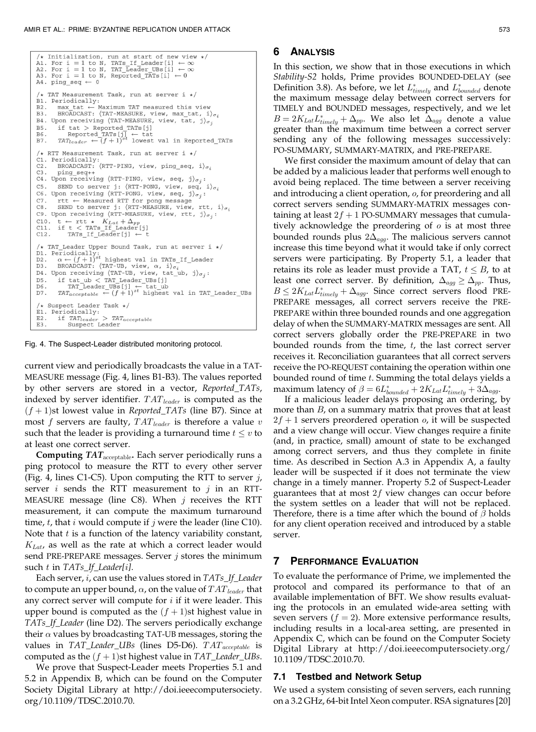```
/* Initialization, run at start of new view */
A1. For i = 1 to N, TATs_If_Leader[i] ← ∞
A2. For i = 1 to N, TAT_Leader_UBs[i] ← ∞
A3. For i = 1 to N, Reported_TATs[i] ← 0
A4. ping_seq ← 0

/* TAT Measurement Task, run at server i */
B1. Periodically:
B2.   max_tat ← Maximum TAT measured this view
B3.   BROADCAST: ⟨TAT-MEASURE, view, max_tat, i⟩σi
B4. Upon receiving ⟨TAT-MEASURE, view, tat, j⟩σj:
B5.   if tat > Reported_TATs[j]
B6.     Reported_TATs[j] ← tat
B7.   TATleader ← (f + 1)st lowest val in Reported_TATs

/* RTT Measurement Task, run at server i */
C1. Periodically:
C2.   BROADCAST: ⟨RTT-PING, view, ping_seq, i⟩σi
C3.   ping_seq++
C4. Upon receiving ⟨RTT-PING, view, seq, j⟩σj:
C5.   SEND to server j: ⟨RTT-PONG, view, seq, i⟩σi
C6. Upon receiving ⟨RTT-PONG, view, seq, j⟩σj:
C7.   rtt ← Measured RTT for pong message
C8.   SEND to server j: ⟨RTT-MEASURE, view, rtt, i⟩σi
C9. Upon receiving ⟨RTT-MEASURE, view, rtt, j⟩σj:
C10.  t ← rtt * KLat + Δpp
C11.  if t < TATs_If_Leader[j]
C12.    TATs_If_Leader[j] ← t

/* TAT_Leader Upper Bound Task, run at server i */
D1. Periodically:
D2.   α ← (f + 1)st highest val in TATs_If_Leader
D3.   BROADCAST: ⟨TAT-UB, view, α, i⟩σi
D4. Upon receiving ⟨TAT-UB, view, tat_ub, j⟩σj:
D5.   if tat_ub < TAT_Leader_UBs[j]
D6.     TAT_Leader_UBs[j] ← tat_ub
D7.   TATacceptable ← (f + 1)st highest val in TAT_Leader_UBs

/* Suspect Leader Task */
E1. Periodically:
E2.   if TATleader > TATacceptable
E3.     Suspect Leader
```

Fig. 4. The Suspect-Leader distributed monitoring protocol.

current view and periodically broadcasts the value in a TAT-MEASURE message (Fig. 4, lines B1-B3). The values reported by other servers are stored in a vector, *Reported_TATs*, indexed by server identifier. $TAT_{leader}$ is computed as the $(f+1)$st lowest value in *Reported_TATs* (line B7). Since at most $f$ servers are faulty, $TAT_{leader}$ is therefore a value $v$ such that the leader is providing a turnaround time $t \leq v$ to at least one correct server.

**Computing $TAT_{acceptable}$.** Each server periodically runs a ping protocol to measure the RTT to every other server (Fig. 4, lines C1-C5). Upon computing the RTT to server $j$, server $i$ sends the RTT measurement to $j$ in an RTT-MEASURE message (line C8). When $j$ receives the RTT measurement, it can compute the maximum turnaround time, $t$, that $i$ would compute if $j$ were the leader (line C10). Note that $t$ is a function of the latency variability constant, $K_{Lat}$, as well as the rate at which a correct leader would send PRE-PREPARE messages. Server $j$ stores the minimum such $t$ in *TATs_If_Leader[i]*.

Each server, $i$, can use the values stored in *TATs_If_Leader* to compute an upper bound, $\alpha$, on the value of $TAT_{leader}$ that any correct server will compute for $i$ if it were leader. This upper bound is computed as the $(f+1)$st highest value in *TATs_If_Leader* (line D2). The servers periodically exchange their $\alpha$ values by broadcasting TAT-UB messages, storing the values in *TAT_Leader_UBs* (lines D5-D6). $TAT_{acceptable}$ is computed as the $(f+1)$st highest value in *TAT_Leader_UBs*.

We prove that Suspect-Leader meets Properties 5.1 and 5.2 in Appendix B, which can be found on the Computer Society Digital Library at http://doi.ieeecomputersociety.org/10.1109/TDSC.2010.70.

## 6 Analysis

In this section, we show that in those executions in which *Stability-S2* holds, Prime provides BOUNDED-DELAY (see Definition 3.8). As before, we let $L^*_{timely}$ and $L^*_{bounded}$ denote the maximum message delay between correct servers for TIMELY and BOUNDED messages, respectively, and we let $B = 2K_{Lat}L^*_{timely} + \Delta_{pp}$. We also let $\Delta_{agg}$ denote a value greater than the maximum time between a correct server sending any of the following messages successively: PO-SUMMARY, SUMMARY-MATRIX, and PRE-PREPARE.

We first consider the maximum amount of delay that can be added by a malicious leader that performs well enough to avoid being replaced. The time between a server receiving and introducing a client operation, $o$, for preordering and all correct servers sending SUMMARY-MATRIX messages containing at least $2f+1$ PO-SUMMARY messages that cumulatively acknowledge the preordering of $o$ is at most three bounded rounds plus $2\Delta_{agg}$. The malicious servers cannot increase this time beyond what it would take if only correct servers were participating. By Property 5.1, a leader that retains its role as leader must provide a TAT, $t \leq B$, to at least one correct server. By definition, $\Delta_{agg} \geq \Delta_{pp}$. Thus, $B \leq 2K_{Lat}L^*_{timely} + \Delta_{agg}$. Since correct servers flood PRE-PREPARE messages, all correct servers receive the PRE-PREPARE within three bounded rounds and one aggregation delay of when the SUMMARY-MATRIX messages are sent. All correct servers globally order the PRE-PREPARE in two bounded rounds from the time, $t$, the last correct server receives it. Reconciliation guarantees that all correct servers receive the PO-REQUEST containing the operation within one bounded round of time $t$. Summing the total delays yields a maximum latency of $\beta = 6L^*_{bounded} + 2K_{Lat}L^*_{timely} + 3\Delta_{agg}$.

If a malicious leader delays proposing an ordering, by more than $B$, on a summary matrix that proves that at least $2f+1$ servers preordered operation $o$, it will be suspected and a view change will occur. View changes require a finite (and, in practice, small) amount of state to be exchanged among correct servers, and thus they complete in finite time. As described in Section A.3 in Appendix A, a faulty leader will be suspected if it does not terminate the view change in a timely manner. Property 5.2 of Suspect-Leader guarantees that at most $2f$ view changes can occur before the system settles on a leader that will not be replaced. Therefore, there is a time after which the bound of $\beta$ holds for any client operation received and introduced by a stable server.

## 7 Performance Evaluation

To evaluate the performance of Prime, we implemented the protocol and compared its performance to that of an available implementation of BFT. We show results evaluating the protocols in an emulated wide-area setting with seven servers ($f = 2$). More extensive performance results, including results in a local-area setting, are presented in Appendix C, which can be found on the Computer Society Digital Library at http://doi.ieeecomputersociety.org/10.1109/TDSC.2010.70.

### 7.1 Testbed and Network Setup

We used a system consisting of seven servers, each running on a 3.2 GHz, 64-bit Intel Xeon computer. RSA signatures [20]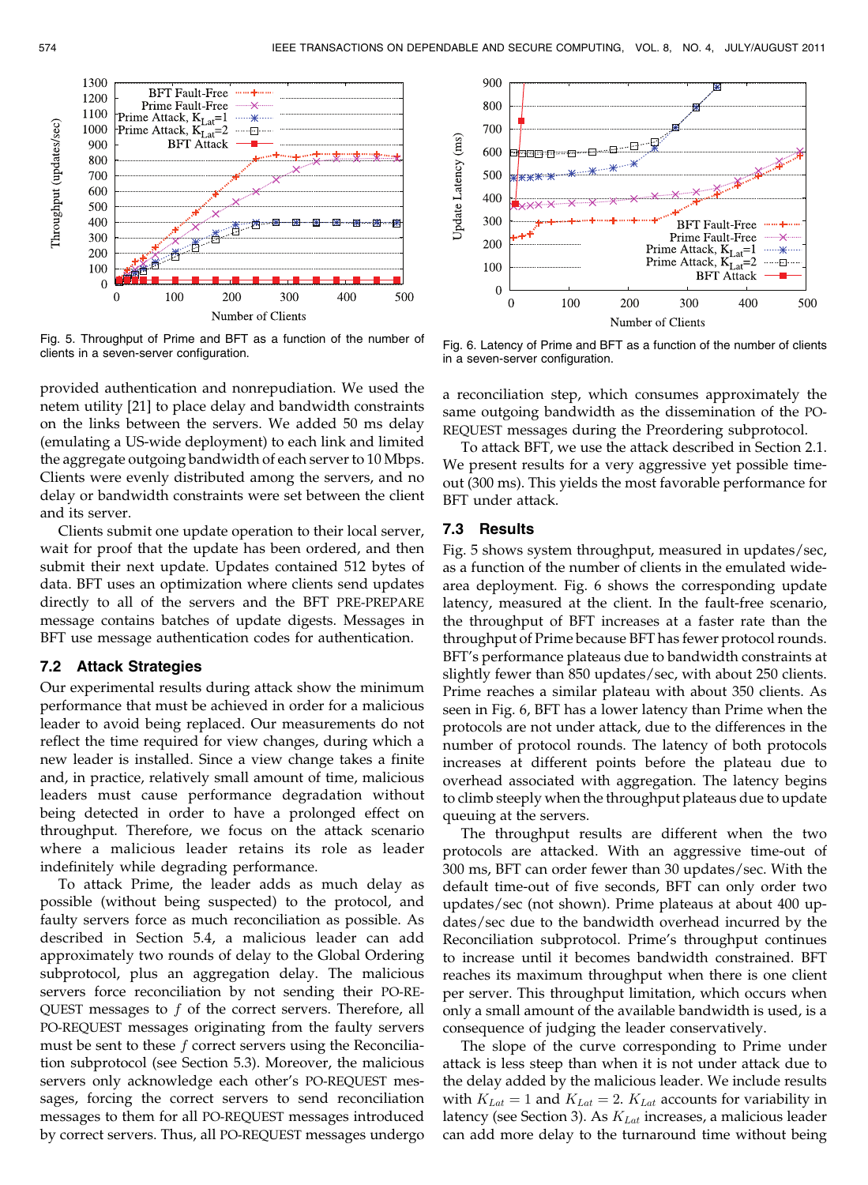Fig. 5. Throughput of Prime and BFT as a function of the number of clients in a seven-server configuration.

Fig. 6. Latency of Prime and BFT as a function of the number of clients in a seven-server configuration.

provided authentication and nonrepudiation. We used the netem utility [21] to place delay and bandwidth constraints on the links between the servers. We added 50 ms delay (emulating a US-wide deployment) to each link and limited the aggregate outgoing bandwidth of each server to 10 Mbps. Clients were evenly distributed among the servers, and no delay or bandwidth constraints were set between the client and its server.

Clients submit one update operation to their local server, wait for proof that the update has been ordered, and then submit their next update. Updates contained 512 bytes of data. BFT uses an optimization where clients send updates directly to all of the servers and the BFT PRE-PREPARE message contains batches of update digests. Messages in BFT use message authentication codes for authentication.

### 7.2 Attack Strategies

Our experimental results during attack show the minimum performance that must be achieved in order for a malicious leader to avoid being replaced. Our measurements do not reflect the time required for view changes, during which a new leader is installed. Since a view change takes a finite and, in practice, relatively small amount of time, malicious leaders must cause performance degradation without being detected in order to have a prolonged effect on throughput. Therefore, we focus on the attack scenario where a malicious leader retains its role as leader indefinitely while degrading performance.

To attack Prime, the leader adds as much delay as possible (without being suspected) to the protocol, and faulty servers force as much reconciliation as possible. As described in Section 5.4, a malicious leader can add approximately two rounds of delay to the Global Ordering subprotocol, plus an aggregation delay. The malicious servers force reconciliation by not sending their PO-REQUEST messages to $f$ of the correct servers. Therefore, all PO-REQUEST messages originating from the faulty servers must be sent to these $f$ correct servers using the Reconciliation subprotocol (see Section 5.3). Moreover, the malicious servers only acknowledge each other's PO-REQUEST messages, forcing the correct servers to send reconciliation messages to them for all PO-REQUEST messages introduced by correct servers. Thus, all PO-REQUEST messages undergo a reconciliation step, which consumes approximately the same outgoing bandwidth as the dissemination of the PO-REQUEST messages during the Preordering subprotocol.

To attack BFT, we use the attack described in Section 2.1. We present results for a very aggressive yet possible time-out (300 ms). This yields the most favorable performance for BFT under attack.

### 7.3 Results

Fig. 5 shows system throughput, measured in updates/sec, as a function of the number of clients in the emulated wide-area deployment. Fig. 6 shows the corresponding update latency, measured at the client. In the fault-free scenario, the throughput of BFT increases at a faster rate than the throughput of Prime because BFT has fewer protocol rounds. BFT's performance plateaus due to bandwidth constraints at slightly fewer than 850 updates/sec, with about 250 clients. Prime reaches a similar plateau with about 350 clients. As seen in Fig. 6, BFT has a lower latency than Prime when the protocols are not under attack, due to the differences in the number of protocol rounds. The latency of both protocols increases at different points before the plateau due to overhead associated with aggregation. The latency begins to climb steeply when the throughput plateaus due to update queuing at the servers.

The throughput results are different when the two protocols are attacked. With an aggressive time-out of 300 ms, BFT can order fewer than 30 updates/sec. With the default time-out of five seconds, BFT can only order two updates/sec (not shown). Prime plateaus at about 400 updates/sec due to the bandwidth overhead incurred by the Reconciliation subprotocol. Prime's throughput continues to increase until it becomes bandwidth constrained. BFT reaches its maximum throughput when there is one client per server. This throughput limitation, which occurs when only a small amount of the available bandwidth is used, is a consequence of judging the leader conservatively.

The slope of the curve corresponding to Prime under attack is less steep than when it is not under attack due to the delay added by the malicious leader. We include results with $K_{Lat} = 1$ and $K_{Lat} = 2$. $K_{Lat}$ accounts for variability in latency (see Section 3). As $K_{Lat}$ increases, a malicious leader can add more delay to the turnaround time without being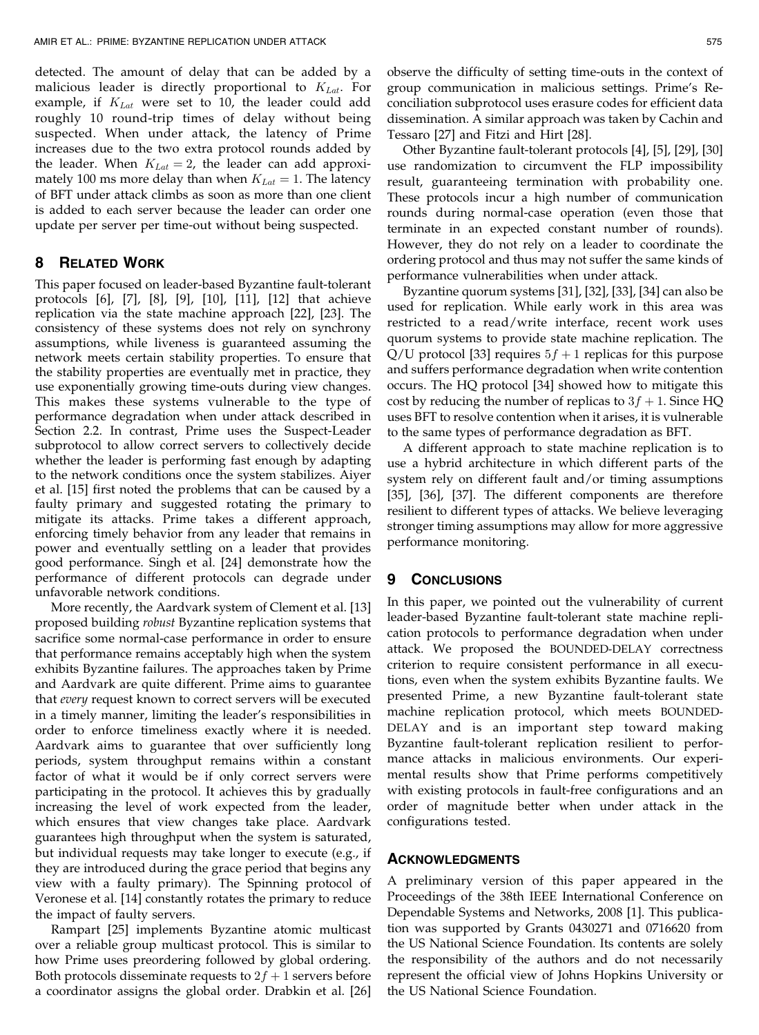detected. The amount of delay that can be added by a malicious leader is directly proportional to $K_{Lat}$. For example, if $K_{Lat}$ were set to 10, the leader could add roughly 10 round-trip times of delay without being suspected. When under attack, the latency of Prime increases due to the two extra protocol rounds added by the leader. When $K_{Lat} = 2$, the leader can add approximately 100 ms more delay than when $K_{Lat} = 1$. The latency of BFT under attack climbs as soon as more than one client is added to each server because the leader can order one update per server per time-out without being suspected.

## 8 Related Work

This paper focused on leader-based Byzantine fault-tolerant protocols [6], [7], [8], [9], [10], [11], [12] that achieve replication via the state machine approach [22], [23]. The consistency of these systems does not rely on synchrony assumptions, while liveness is guaranteed assuming the network meets certain stability properties. To ensure that the stability properties are eventually met in practice, they use exponentially growing time-outs during view changes. This makes these systems vulnerable to the type of performance degradation when under attack described in Section 2.2. In contrast, Prime uses the Suspect-Leader subprotocol to allow correct servers to collectively decide whether the leader is performing fast enough by adapting to the network conditions once the system stabilizes. Aiyer et al. [15] first noted the problems that can be caused by a faulty primary and suggested rotating the primary to mitigate its attacks. Prime takes a different approach, enforcing timely behavior from any leader that remains in power and eventually settling on a leader that provides good performance. Singh et al. [24] demonstrate how the performance of different protocols can degrade under unfavorable network conditions.

More recently, the Aardvark system of Clement et al. [13] proposed building *robust* Byzantine replication systems that sacrifice some normal-case performance in order to ensure that performance remains acceptably high when the system exhibits Byzantine failures. The approaches taken by Prime and Aardvark are quite different. Prime aims to guarantee that *every* request known to correct servers will be executed in a timely manner, limiting the leader's responsibilities in order to enforce timeliness exactly where it is needed. Aardvark aims to guarantee that over sufficiently long periods, system throughput remains within a constant factor of what it would be if only correct servers were participating in the protocol. It achieves this by gradually increasing the level of work expected from the leader, which ensures that view changes take place. Aardvark guarantees high throughput when the system is saturated, but individual requests may take longer to execute (e.g., if they are introduced during the grace period that begins any view with a faulty primary). The Spinning protocol of Veronese et al. [14] constantly rotates the primary to reduce the impact of faulty servers.

Rampart [25] implements Byzantine atomic multicast over a reliable group multicast protocol. This is similar to how Prime uses preordering followed by global ordering. Both protocols disseminate requests to $2f + 1$ servers before a coordinator assigns the global order. Drabkin et al. [26] observe the difficulty of setting time-outs in the context of group communication in malicious settings. Prime's Reconciliation subprotocol uses erasure codes for efficient data dissemination. A similar approach was taken by Cachin and Tessaro [27] and Fitzi and Hirt [28].

Other Byzantine fault-tolerant protocols [4], [5], [29], [30] use randomization to circumvent the FLP impossibility result, guaranteeing termination with probability one. These protocols incur a high number of communication rounds during normal-case operation (even those that terminate in an expected constant number of rounds). However, they do not rely on a leader to coordinate the ordering protocol and thus may not suffer the same kinds of performance vulnerabilities when under attack.

Byzantine quorum systems [31], [32], [33], [34] can also be used for replication. While early work in this area was restricted to a read/write interface, recent work uses quorum systems to provide state machine replication. The Q/U protocol [33] requires $5f + 1$ replicas for this purpose and suffers performance degradation when write contention occurs. The HQ protocol [34] showed how to mitigate this cost by reducing the number of replicas to $3f + 1$. Since HQ uses BFT to resolve contention when it arises, it is vulnerable to the same types of performance degradation as BFT.

A different approach to state machine replication is to use a hybrid architecture in which different parts of the system rely on different fault and/or timing assumptions [35], [36], [37]. The different components are therefore resilient to different types of attacks. We believe leveraging stronger timing assumptions may allow for more aggressive performance monitoring.

## 9 Conclusions

In this paper, we pointed out the vulnerability of current leader-based Byzantine fault-tolerant state machine replication protocols to performance degradation when under attack. We proposed the BOUNDED-DELAY correctness criterion to require consistent performance in all executions, even when the system exhibits Byzantine faults. We presented Prime, a new Byzantine fault-tolerant state machine replication protocol, which meets BOUNDED-DELAY and is an important step toward making Byzantine fault-tolerant replication resilient to performance attacks in malicious environments. Our experimental results show that Prime performs competitively with existing protocols in fault-free configurations and an order of magnitude better when under attack in the configurations tested.

## Acknowledgments

A preliminary version of this paper appeared in the Proceedings of the 38th IEEE International Conference on Dependable Systems and Networks, 2008 [1]. This publication was supported by Grants 0430271 and 0716620 from the US National Science Foundation. Its contents are solely the responsibility of the authors and do not necessarily represent the official view of Johns Hopkins University or the US National Science Foundation.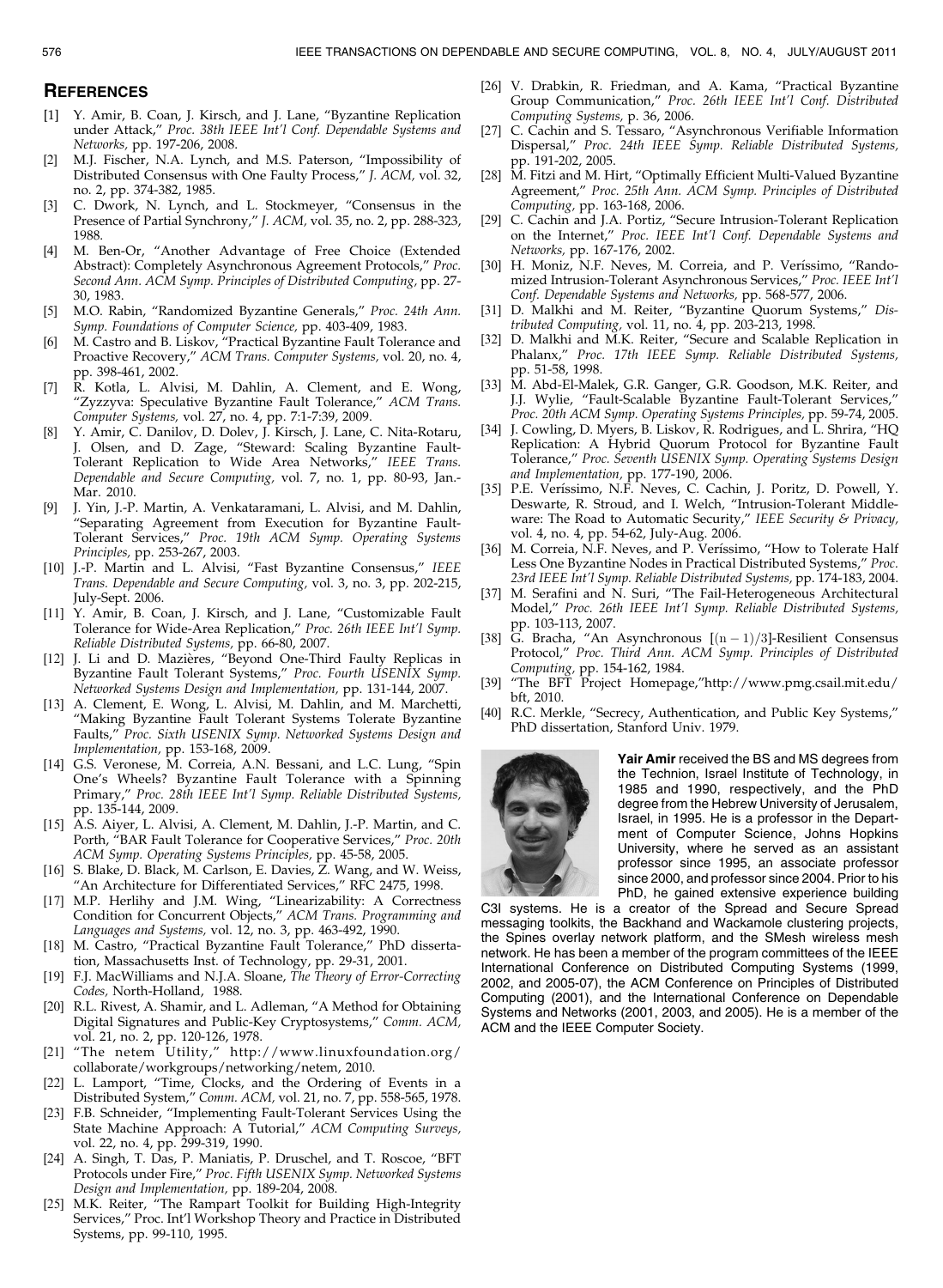## REFERENCES

[1] Y. Amir, B. Coan, J. Kirsch, and J. Lane, "Byzantine Replication under Attack," *Proc. 38th IEEE Int'l Conf. Dependable Systems and Networks,* pp. 197-206, 2008.

[2] M.J. Fischer, N.A. Lynch, and M.S. Paterson, "Impossibility of Distributed Consensus with One Faulty Process," *J. ACM,* vol. 32, no. 2, pp. 374-382, 1985.

[3] C. Dwork, N. Lynch, and L. Stockmeyer, "Consensus in the Presence of Partial Synchrony," *J. ACM,* vol. 35, no. 2, pp. 288-323, 1988.

[4] M. Ben-Or, "Another Advantage of Free Choice (Extended Abstract): Completely Asynchronous Agreement Protocols," *Proc. Second Ann. ACM Symp. Principles of Distributed Computing,* pp. 27-30, 1983.

[5] M.O. Rabin, "Randomized Byzantine Generals," *Proc. 24th Ann. Symp. Foundations of Computer Science,* pp. 403-409, 1983.

[6] M. Castro and B. Liskov, "Practical Byzantine Fault Tolerance and Proactive Recovery," *ACM Trans. Computer Systems,* vol. 20, no. 4, pp. 398-461, 2002.

[7] R. Kotla, L. Alvisi, M. Dahlin, A. Clement, and E. Wong, "Zyzzyva: Speculative Byzantine Fault Tolerance," *ACM Trans. Computer Systems,* vol. 27, no. 4, pp. 7:1-7:39, 2009.

[8] Y. Amir, C. Danilov, D. Dolev, J. Kirsch, J. Lane, C. Nita-Rotaru, J. Olsen, and D. Zage, "Steward: Scaling Byzantine Fault-Tolerant Replication to Wide Area Networks," *IEEE Trans. Dependable and Secure Computing,* vol. 7, no. 1, pp. 80-93, Jan.-Mar. 2010.

[9] J. Yin, J.-P. Martin, A. Venkataramani, L. Alvisi, and M. Dahlin, "Separating Agreement from Execution for Byzantine Fault-Tolerant Services," *Proc. 19th ACM Symp. Operating Systems Principles,* pp. 253-267, 2003.

[10] J.-P. Martin and L. Alvisi, "Fast Byzantine Consensus," *IEEE Trans. Dependable and Secure Computing,* vol. 3, no. 3, pp. 202-215, July-Sept. 2006.

[11] Y. Amir, B. Coan, J. Kirsch, and J. Lane, "Customizable Fault Tolerance for Wide-Area Replication," *Proc. 26th IEEE Int'l Symp. Reliable Distributed Systems,* pp. 66-80, 2007.

[12] J. Li and D. Mazières, "Beyond One-Third Faulty Replicas in Byzantine Fault Tolerant Systems," *Proc. Fourth USENIX Symp. Networked Systems Design and Implementation,* pp. 131-144, 2007.

[13] A. Clement, E. Wong, L. Alvisi, M. Dahlin, and M. Marchetti, "Making Byzantine Fault Tolerant Systems Tolerate Byzantine Faults," *Proc. Sixth USENIX Symp. Networked Systems Design and Implementation,* pp. 153-168, 2009.

[14] G.S. Veronese, M. Correia, A.N. Bessani, and L.C. Lung, "Spin One's Wheels? Byzantine Fault Tolerance with a Spinning Primary," *Proc. 28th IEEE Int'l Symp. Reliable Distributed Systems,* pp. 135-144, 2009.

[15] A.S. Aiyer, L. Alvisi, A. Clement, M. Dahlin, J.-P. Martin, and C. Porth, "BAR Fault Tolerance for Cooperative Services," *Proc. 20th ACM Symp. Operating Systems Principles,* pp. 45-58, 2005.

[16] S. Blake, D. Black, M. Carlson, E. Davies, Z. Wang, and W. Weiss, "An Architecture for Differentiated Services," RFC 2475, 1998.

[17] M.P. Herlihy and J.M. Wing, "Linearizability: A Correctness Condition for Concurrent Objects," *ACM Trans. Programming and Languages and Systems,* vol. 12, no. 3, pp. 463-492, 1990.

[18] M. Castro, "Practical Byzantine Fault Tolerance," PhD dissertation, Massachusetts Inst. of Technology, pp. 29-31, 2001.

[19] F.J. MacWilliams and N.J.A. Sloane, *The Theory of Error-Correcting Codes,* North-Holland, 1988.

[20] R.L. Rivest, A. Shamir, and L. Adleman, "A Method for Obtaining Digital Signatures and Public-Key Cryptosystems," *Comm. ACM,* vol. 21, no. 2, pp. 120-126, 1978.

[21] "The netem Utility," http://www.linuxfoundation.org/collaborate/workgroups/networking/netem, 2010.

[22] L. Lamport, "Time, Clocks, and the Ordering of Events in a Distributed System," *Comm. ACM,* vol. 21, no. 7, pp. 558-565, 1978.

[23] F.B. Schneider, "Implementing Fault-Tolerant Services Using the State Machine Approach: A Tutorial," *ACM Computing Surveys,* vol. 22, no. 4, pp. 299-319, 1990.

[24] A. Singh, T. Das, P. Maniatis, P. Druschel, and T. Roscoe, "BFT Protocols under Fire," *Proc. Fifth USENIX Symp. Networked Systems Design and Implementation,* pp. 189-204, 2008.

[25] M.K. Reiter, "The Rampart Toolkit for Building High-Integrity Services," Proc. Int'l Workshop Theory and Practice in Distributed Systems, pp. 99-110, 1995.

[26] V. Drabkin, R. Friedman, and A. Kama, "Practical Byzantine Group Communication," *Proc. 26th IEEE Int'l Conf. Distributed Computing Systems,* p. 36, 2006.

[27] C. Cachin and S. Tessaro, "Asynchronous Verifiable Information Dispersal," *Proc. 24th IEEE Symp. Reliable Distributed Systems,* pp. 191-202, 2005.

[28] M. Fitzi and M. Hirt, "Optimally Efficient Multi-Valued Byzantine Agreement," *Proc. 25th Ann. ACM Symp. Principles of Distributed Computing,* pp. 163-168, 2006.

[29] C. Cachin and J.A. Portiz, "Secure Intrusion-Tolerant Replication on the Internet," *Proc. IEEE Int'l Conf. Dependable Systems and Networks,* pp. 167-176, 2002.

[30] H. Moniz, N.F. Neves, M. Correia, and P. Veríssimo, "Randomized Intrusion-Tolerant Asynchronous Services," *Proc. IEEE Int'l Conf. Dependable Systems and Networks,* pp. 568-577, 2006.

[31] D. Malkhi and M. Reiter, "Byzantine Quorum Systems," *Distributed Computing,* vol. 11, no. 4, pp. 203-213, 1998.

[32] D. Malkhi and M.K. Reiter, "Secure and Scalable Replication in Phalanx," *Proc. 17th IEEE Symp. Reliable Distributed Systems,* pp. 51-58, 1998.

[33] M. Abd-El-Malek, G.R. Ganger, G.R. Goodson, M.K. Reiter, and J.J. Wylie, "Fault-Scalable Byzantine Fault-Tolerant Services," *Proc. 20th ACM Symp. Operating Systems Principles,* pp. 59-74, 2005.

[34] J. Cowling, D. Myers, B. Liskov, R. Rodrigues, and L. Shrira, "HQ Replication: A Hybrid Quorum Protocol for Byzantine Fault Tolerance," *Proc. Seventh USENIX Symp. Operating Systems Design and Implementation,* pp. 177-190, 2006.

[35] P.E. Veríssimo, N.F. Neves, C. Cachin, J. Poritz, D. Powell, Y. Deswarte, R. Stroud, and I. Welch, "Intrusion-Tolerant Middleware: The Road to Automatic Security," *IEEE Security & Privacy,* vol. 4, no. 4, pp. 54-62, July-Aug. 2006.

[36] M. Correia, N.F. Neves, and P. Veríssimo, "How to Tolerate Half Less One Byzantine Nodes in Practical Distributed Systems," *Proc. 23rd IEEE Int'l Symp. Reliable Distributed Systems,* pp. 174-183, 2004.

[37] M. Serafini and N. Suri, "The Fail-Heterogeneous Architectural Model," *Proc. 26th IEEE Int'l Symp. Reliable Distributed Systems,* pp. 103-113, 2007.

[38] G. Bracha, "An Asynchronous $[(n-1)/3]$-Resilient Consensus Protocol," *Proc. Third Ann. ACM Symp. Principles of Distributed Computing,* pp. 154-162, 1984.

[39] "The BFT Project Homepage,"http://www.pmg.csail.mit.edu/bft, 2010.

[40] R.C. Merkle, "Secrecy, Authentication, and Public Key Systems," PhD dissertation, Stanford Univ. 1979.

**Yair Amir** received the BS and MS degrees from the Technion, Israel Institute of Technology, in 1985 and 1990, respectively, and the PhD degree from the Hebrew University of Jerusalem, Israel, in 1995. He is a professor in the Department of Computer Science, Johns Hopkins University, where he served as an assistant professor since 1995, an associate professor since 2000, and professor since 2004. Prior to his PhD, he gained extensive experience building C3I systems. He is a creator of the Spread and Secure Spread messaging toolkits, the Backhand and Wackamole clustering projects, the Spines overlay network platform, and the SMesh wireless mesh network. He has been a member of the program committees of the IEEE International Conference on Distributed Computing Systems (1999, 2002, and 2005-07), the ACM Conference on Principles of Distributed Computing (2001), and the International Conference on Dependable Systems and Networks (2001, 2003, and 2005). He is a member of the ACM and the IEEE Computer Society.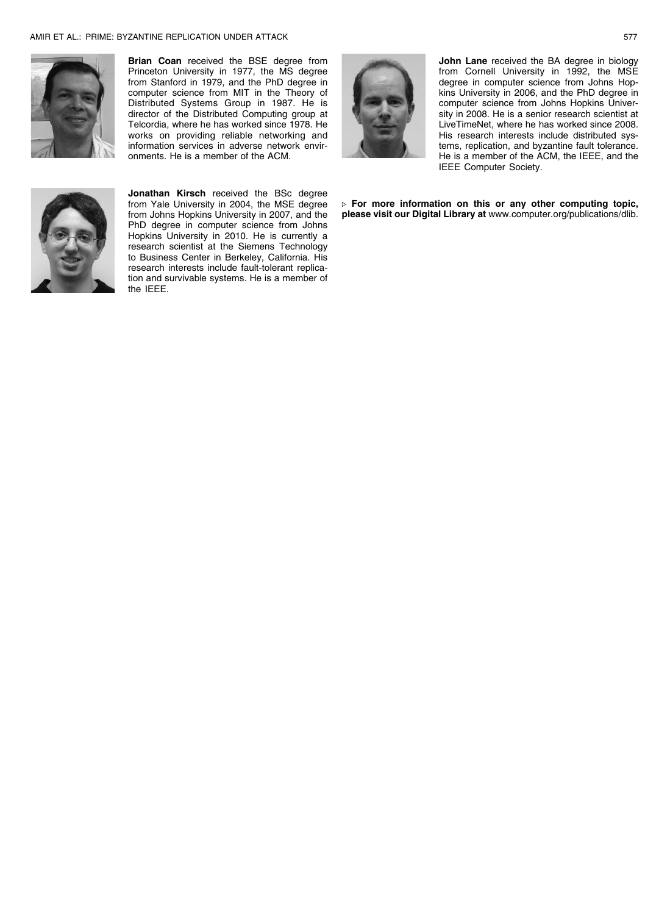**Brian Coan** received the BSE degree from Princeton University in 1977, the MS degree from Stanford in 1979, and the PhD degree in computer science from MIT in the Theory of Distributed Systems Group in 1987. He is director of the Distributed Computing group at Telcordia, where he has worked since 1978. He works on providing reliable networking and information services in adverse network environments. He is a member of the ACM.

**Jonathan Kirsch** received the BSc degree from Yale University in 2004, the MSE degree from Johns Hopkins University in 2007, and the PhD degree in computer science from Johns Hopkins University in 2010. He is currently a research scientist at the Siemens Technology to Business Center in Berkeley, California. His research interests include fault-tolerant replication and survivable systems. He is a member of the IEEE.

**John Lane** received the BA degree in biology from Cornell University in 1992, the MSE degree in computer science from Johns Hopkins University in 2006, and the PhD degree in computer science from Johns Hopkins University in 2008. He is a senior research scientist at LiveTimeNet, where he has worked since 2008. His research interests include distributed systems, replication, and byzantine fault tolerance. He is a member of the ACM, the IEEE, and the IEEE Computer Society.

▷ **For more information on this or any other computing topic, please visit our Digital Library at** www.computer.org/publications/dlib.